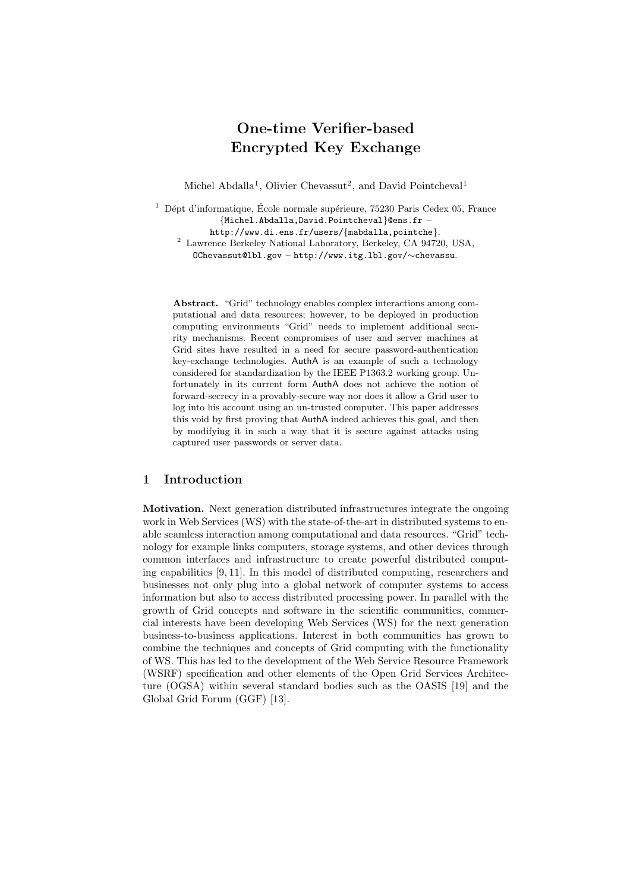# One-time Verifier-based Encrypted Key Exchange

Michel Abdalla[1], Olivier Chevassut[2], and David Pointcheval[1]

[1] Dépt d'informatique, École normale supérieure, 75230 Paris Cedex 05, France
{Michel.Abdalla,David.Pointcheval}@ens.fr –
http://www.di.ens.fr/users/{mabdalla,pointche}.

[2] Lawrence Berkeley National Laboratory, Berkeley, CA 94720, USA,
OChevassut@lbl.gov – http://www.itg.lbl.gov/∼chevassu.

**Abstract.** "Grid" technology enables complex interactions among computational and data resources; however, to be deployed in production computing environments "Grid" needs to implement additional security mechanisms. Recent compromises of user and server machines at Grid sites have resulted in a need for secure password-authentication key-exchange technologies. AuthA is an example of such a technology considered for standardization by the IEEE P1363.2 working group. Unfortunately in its current form AuthA does not achieve the notion of forward-secrecy in a provably-secure way nor does it allow a Grid user to log into his account using an un-trusted computer. This paper addresses this void by first proving that AuthA indeed achieves this goal, and then by modifying it in such a way that it is secure against attacks using captured user passwords or server data.

## 1 Introduction

**Motivation.** Next generation distributed infrastructures integrate the ongoing work in Web Services (WS) with the state-of-the-art in distributed systems to enable seamless interaction among computational and data resources. "Grid" technology for example links computers, storage systems, and other devices through common interfaces and infrastructure to create powerful distributed computing capabilities [9, 11]. In this model of distributed computing, researchers and businesses not only plug into a global network of computer systems to access information but also to access distributed processing power. In parallel with the growth of Grid concepts and software in the scientific communities, commercial interests have been developing Web Services (WS) for the next generation business-to-business applications. Interest in both communities has grown to combine the techniques and concepts of Grid computing with the functionality of WS. This has led to the development of the Web Service Resource Framework (WSRF) specification and other elements of the Open Grid Services Architecture (OGSA) within several standard bodies such as the OASIS [19] and the Global Grid Forum (GGF) [13].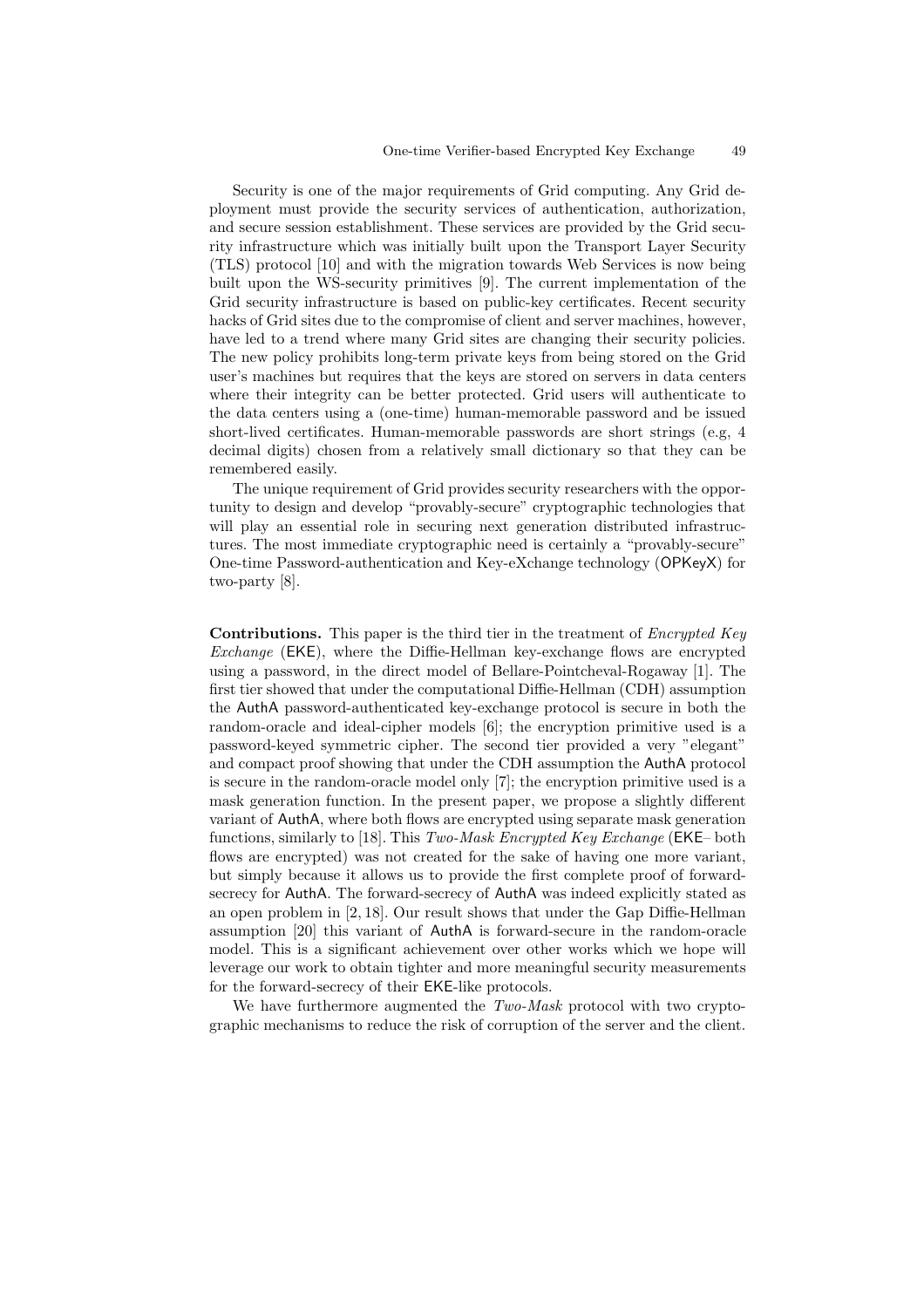Security is one of the major requirements of Grid computing. Any Grid deployment must provide the security services of authentication, authorization, and secure session establishment. These services are provided by the Grid security infrastructure which was initially built upon the Transport Layer Security (TLS) protocol [10] and with the migration towards Web Services is now being built upon the WS-security primitives [9]. The current implementation of the Grid security infrastructure is based on public-key certificates. Recent security hacks of Grid sites due to the compromise of client and server machines, however, have led to a trend where many Grid sites are changing their security policies. The new policy prohibits long-term private keys from being stored on the Grid user's machines but requires that the keys are stored on servers in data centers where their integrity can be better protected. Grid users will authenticate to the data centers using a (one-time) human-memorable password and be issued short-lived certificates. Human-memorable passwords are short strings (e.g, 4 decimal digits) chosen from a relatively small dictionary so that they can be remembered easily.

The unique requirement of Grid provides security researchers with the opportunity to design and develop "provably-secure" cryptographic technologies that will play an essential role in securing next generation distributed infrastructures. The most immediate cryptographic need is certainly a "provably-secure" One-time Password-authentication and Key-eXchange technology (OPKeyX) for two-party [8].

**Contributions.** This paper is the third tier in the treatment of *Encrypted Key Exchange* (EKE), where the Diffie-Hellman key-exchange flows are encrypted using a password, in the direct model of Bellare-Pointcheval-Rogaway [1]. The first tier showed that under the computational Diffie-Hellman (CDH) assumption the AuthA password-authenticated key-exchange protocol is secure in both the random-oracle and ideal-cipher models [6]; the encryption primitive used is a password-keyed symmetric cipher. The second tier provided a very "elegant" and compact proof showing that under the CDH assumption the AuthA protocol is secure in the random-oracle model only [7]; the encryption primitive used is a mask generation function. In the present paper, we propose a slightly different variant of AuthA, where both flows are encrypted using separate mask generation functions, similarly to [18]. This *Two-Mask Encrypted Key Exchange* (EKE– both flows are encrypted) was not created for the sake of having one more variant, but simply because it allows us to provide the first complete proof of forward-secrecy for AuthA. The forward-secrecy of AuthA was indeed explicitly stated as an open problem in [2, 18]. Our result shows that under the Gap Diffie-Hellman assumption [20] this variant of AuthA is forward-secure in the random-oracle model. This is a significant achievement over other works which we hope will leverage our work to obtain tighter and more meaningful security measurements for the forward-secrecy of their EKE-like protocols.

We have furthermore augmented the *Two-Mask* protocol with two cryptographic mechanisms to reduce the risk of corruption of the server and the client.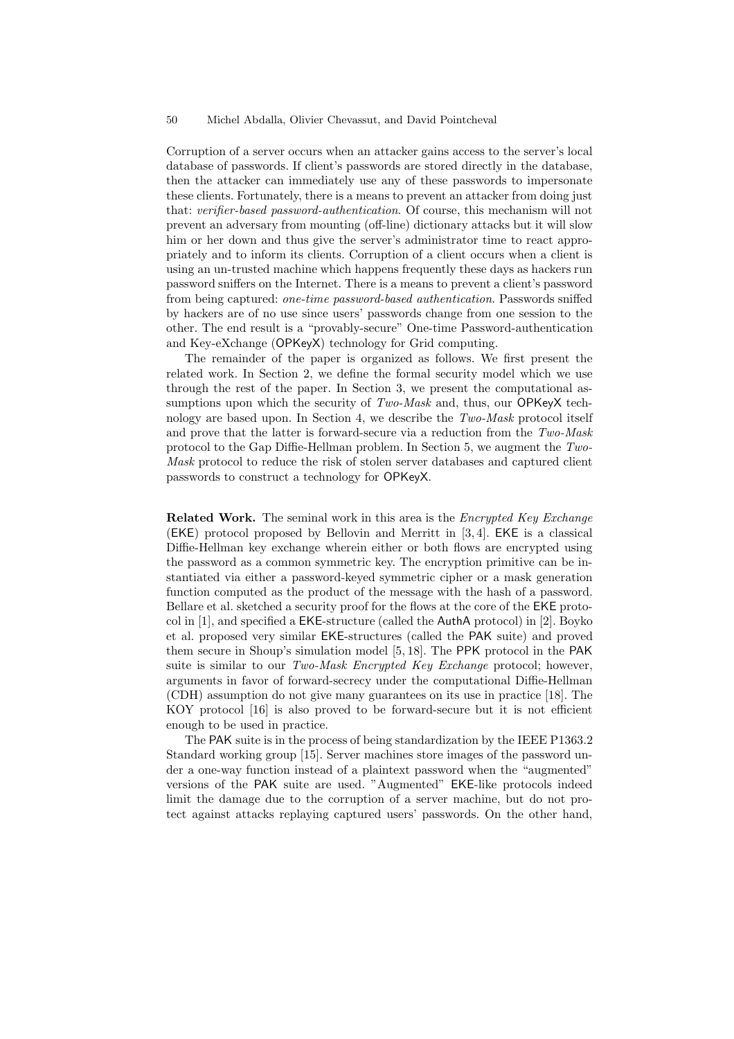Corruption of a server occurs when an attacker gains access to the server's local database of passwords. If client's passwords are stored directly in the database, then the attacker can immediately use any of these passwords to impersonate these clients. Fortunately, there is a means to prevent an attacker from doing just that: *verifier-based password-authentication*. Of course, this mechanism will not prevent an adversary from mounting (off-line) dictionary attacks but it will slow him or her down and thus give the server's administrator time to react appropriately and to inform its clients. Corruption of a client occurs when a client is using an un-trusted machine which happens frequently these days as hackers run password sniffers on the Internet. There is a means to prevent a client's password from being captured: *one-time password-based authentication*. Passwords sniffed by hackers are of no use since users' passwords change from one session to the other. The end result is a "provably-secure" One-time Password-authentication and Key-eXchange (OPKeyX) technology for Grid computing.

The remainder of the paper is organized as follows. We first present the related work. In Section 2, we define the formal security model which we use through the rest of the paper. In Section 3, we present the computational assumptions upon which the security of *Two-Mask* and, thus, our OPKeyX technology are based upon. In Section 4, we describe the *Two-Mask* protocol itself and prove that the latter is forward-secure via a reduction from the *Two-Mask* protocol to the Gap Diffie-Hellman problem. In Section 5, we augment the *Two-Mask* protocol to reduce the risk of stolen server databases and captured client passwords to construct a technology for OPKeyX.

**Related Work.** The seminal work in this area is the *Encrypted Key Exchange* (EKE) protocol proposed by Bellovin and Merritt in [3, 4]. EKE is a classical Diffie-Hellman key exchange wherein either or both flows are encrypted using the password as a common symmetric key. The encryption primitive can be instantiated via either a password-keyed symmetric cipher or a mask generation function computed as the product of the message with the hash of a password. Bellare et al. sketched a security proof for the flows at the core of the EKE protocol in [1], and specified a EKE-structure (called the AuthA protocol) in [2]. Boyko et al. proposed very similar EKE-structures (called the PAK suite) and proved them secure in Shoup's simulation model [5, 18]. The PPK protocol in the PAK suite is similar to our *Two-Mask Encrypted Key Exchange* protocol; however, arguments in favor of forward-secrecy under the computational Diffie-Hellman (CDH) assumption do not give many guarantees on its use in practice [18]. The KOY protocol [16] is also proved to be forward-secure but it is not efficient enough to be used in practice.

The PAK suite is in the process of being standardization by the IEEE P1363.2 Standard working group [15]. Server machines store images of the password under a one-way function instead of a plaintext password when the "augmented" versions of the PAK suite are used. "Augmented" EKE-like protocols indeed limit the damage due to the corruption of a server machine, but do not protect against attacks replaying captured users' passwords. On the other hand,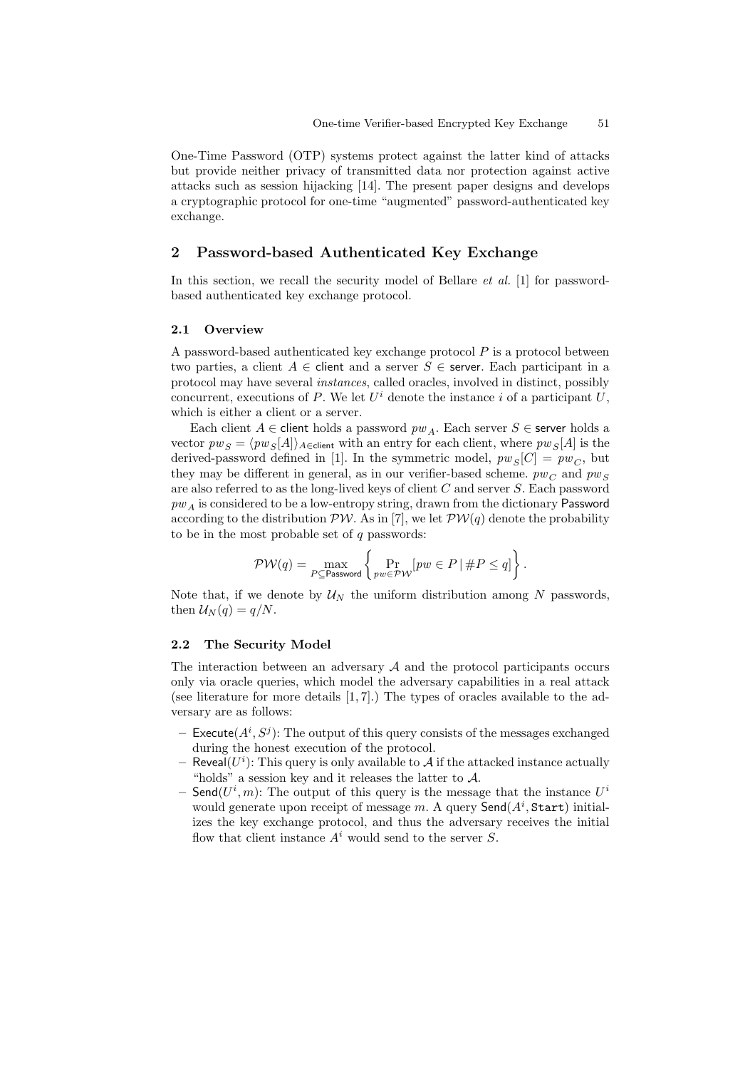One-Time Password (OTP) systems protect against the latter kind of attacks but provide neither privacy of transmitted data nor protection against active attacks such as session hijacking [14]. The present paper designs and develops a cryptographic protocol for one-time "augmented" password-authenticated key exchange.

## 2 Password-based Authenticated Key Exchange

In this section, we recall the security model of Bellare *et al.* [1] for password-based authenticated key exchange protocol.

### 2.1 Overview

A password-based authenticated key exchange protocol $P$ is a protocol between two parties, a client $A \in \mathsf{client}$ and a server $S \in \mathsf{server}$. Each participant in a protocol may have several *instances*, called oracles, involved in distinct, possibly concurrent, executions of $P$. We let $U^i$ denote the instance $i$ of a participant $U$, which is either a client or a server.

Each client $A \in \mathsf{client}$ holds a password $pw_A$. Each server $S \in \mathsf{server}$ holds a vector $pw_S = \langle pw_S[A] \rangle_{A \in \mathsf{client}}$ with an entry for each client, where $pw_S[A]$ is the derived-password defined in [1]. In the symmetric model, $pw_S[C] = pw_C$, but they may be different in general, as in our verifier-based scheme. $pw_C$ and $pw_S$ are also referred to as the long-lived keys of client $C$ and server $S$. Each password $pw_A$ is considered to be a low-entropy string, drawn from the dictionary $\mathsf{Password}$ according to the distribution $\mathcal{PW}$. As in [7], we let $\mathcal{PW}(q)$ denote the probability to be in the most probable set of $q$ passwords:

$$\mathcal{PW}(q) = \max_{P \subseteq \mathsf{Password}} \left\{ \Pr_{pw \in \mathcal{PW}} [pw \in P \,|\, \#P \leq q] \right\}.$$

Note that, if we denote by $\mathcal{U}_N$ the uniform distribution among $N$ passwords, then $\mathcal{U}_N(q) = q/N$.

### 2.2 The Security Model

The interaction between an adversary $\mathcal{A}$ and the protocol participants occurs only via oracle queries, which model the adversary capabilities in a real attack (see literature for more details [1, 7].) The types of oracles available to the adversary are as follows:

- $\mathsf{Execute}(A^i, S^j)$: The output of this query consists of the messages exchanged during the honest execution of the protocol.
- $\mathsf{Reveal}(U^i)$: This query is only available to $\mathcal{A}$ if the attacked instance actually "holds" a session key and it releases the latter to $\mathcal{A}$.
- $\mathsf{Send}(U^i, m)$: The output of this query is the message that the instance $U^i$ would generate upon receipt of message $m$. A query $\mathsf{Send}(A^i, \texttt{Start})$ initializes the key exchange protocol, and thus the adversary receives the initial flow that client instance $A^i$ would send to the server $S$.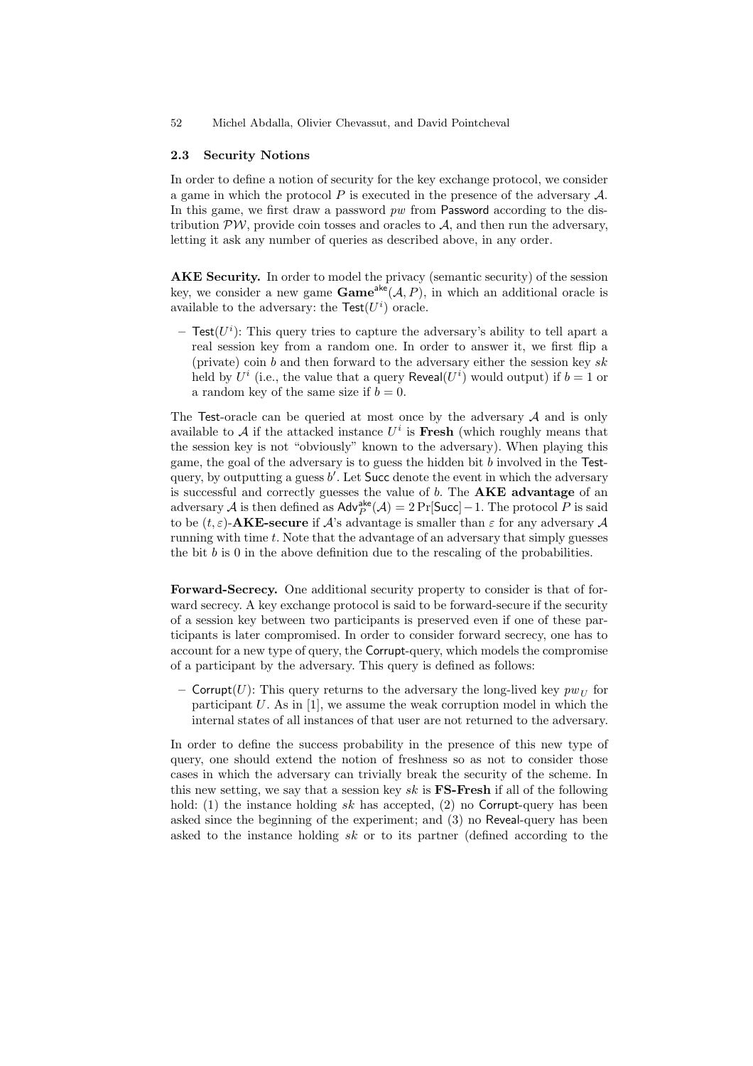### 2.3 Security Notions

In order to define a notion of security for the key exchange protocol, we consider a game in which the protocol $P$ is executed in the presence of the adversary $\mathcal{A}$. In this game, we first draw a password $pw$ from Password according to the distribution $\mathcal{PW}$, provide coin tosses and oracles to $\mathcal{A}$, and then run the adversary, letting it ask any number of queries as described above, in any order.

**AKE Security.** In order to model the privacy (semantic security) of the session key, we consider a new game $\mathbf{Game}^{\mathsf{ake}}(\mathcal{A}, P)$, in which an additional oracle is available to the adversary: the $\mathsf{Test}(U^i)$ oracle.

– $\mathsf{Test}(U^i)$: This query tries to capture the adversary's ability to tell apart a real session key from a random one. In order to answer it, we first flip a (private) coin $b$ and then forward to the adversary either the session key $sk$ held by $U^i$ (i.e., the value that a query $\mathsf{Reveal}(U^i)$ would output) if $b = 1$ or a random key of the same size if $b = 0$.

The Test-oracle can be queried at most once by the adversary $\mathcal{A}$ and is only available to $\mathcal{A}$ if the attacked instance $U^i$ is **Fresh** (which roughly means that the session key is not "obviously" known to the adversary). When playing this game, the goal of the adversary is to guess the hidden bit $b$ involved in the Test-query, by outputting a guess $b'$. Let Succ denote the event in which the adversary is successful and correctly guesses the value of $b$. The **AKE advantage** of an adversary $\mathcal{A}$ is then defined as $\mathsf{Adv}_P^{\mathsf{ake}}(\mathcal{A}) = 2\Pr[\mathsf{Succ}] - 1$. The protocol $P$ is said to be $(t, \varepsilon)$-**AKE-secure** if $\mathcal{A}$'s advantage is smaller than $\varepsilon$ for any adversary $\mathcal{A}$ running with time $t$. Note that the advantage of an adversary that simply guesses the bit $b$ is 0 in the above definition due to the rescaling of the probabilities.

**Forward-Secrecy.** One additional security property to consider is that of forward secrecy. A key exchange protocol is said to be forward-secure if the security of a session key between two participants is preserved even if one of these participants is later compromised. In order to consider forward secrecy, one has to account for a new type of query, the Corrupt-query, which models the compromise of a participant by the adversary. This query is defined as follows:

– $\mathsf{Corrupt}(U)$: This query returns to the adversary the long-lived key $pw_U$ for participant $U$. As in [1], we assume the weak corruption model in which the internal states of all instances of that user are not returned to the adversary.

In order to define the success probability in the presence of this new type of query, one should extend the notion of freshness so as not to consider those cases in which the adversary can trivially break the security of the scheme. In this new setting, we say that a session key $sk$ is **FS-Fresh** if all of the following hold: (1) the instance holding $sk$ has accepted, (2) no Corrupt-query has been asked since the beginning of the experiment; and (3) no Reveal-query has been asked to the instance holding $sk$ or to its partner (defined according to the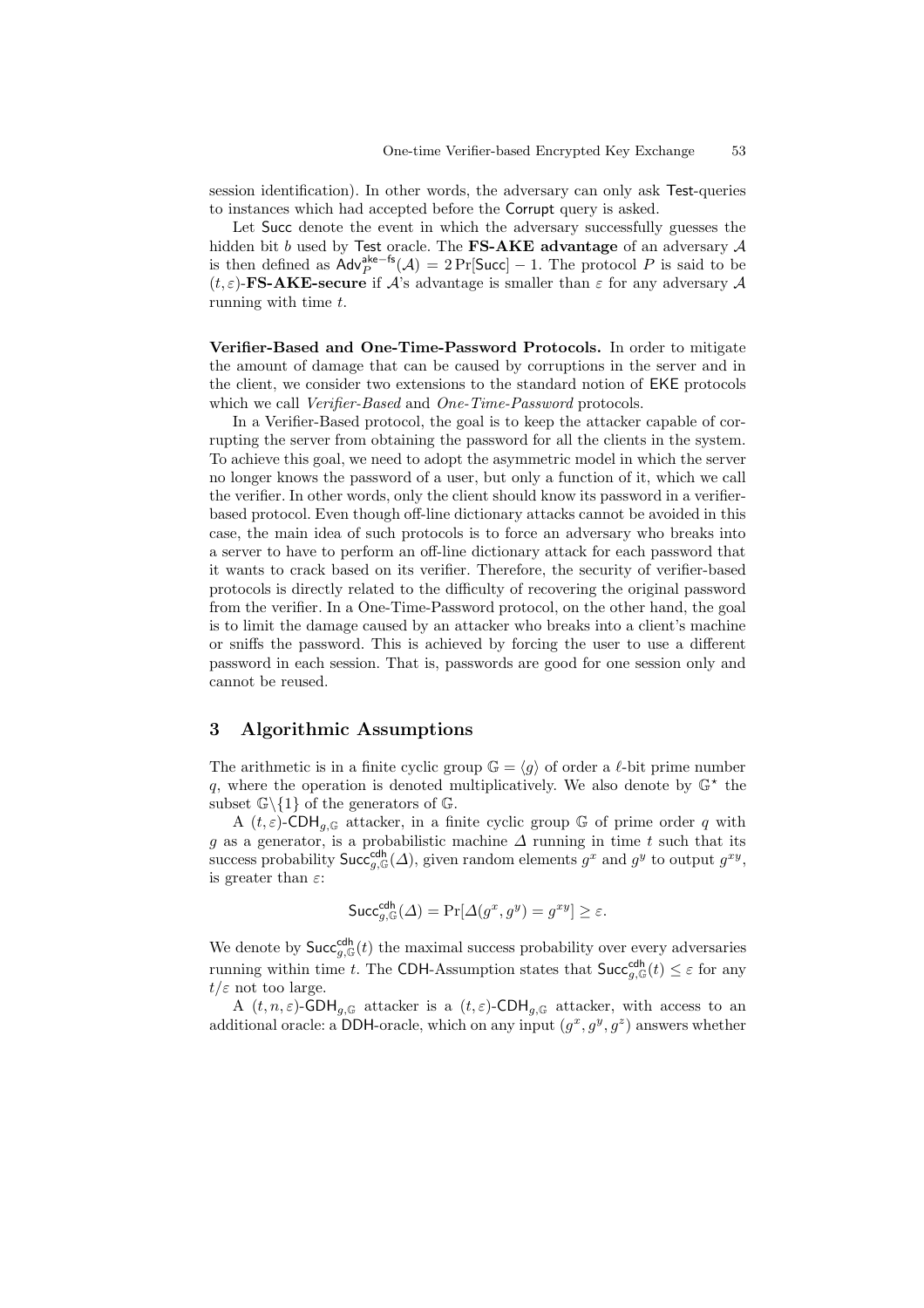session identification). In other words, the adversary can only ask Test-queries to instances which had accepted before the Corrupt query is asked.

Let Succ denote the event in which the adversary successfully guesses the hidden bit $b$ used by Test oracle. The **FS-AKE advantage** of an adversary $\mathcal{A}$ is then defined as $\mathsf{Adv}_P^{\mathsf{ake-fs}}(\mathcal{A}) = 2\Pr[\mathsf{Succ}] - 1$. The protocol $P$ is said to be $(t, \varepsilon)$-**FS-AKE-secure** if $\mathcal{A}$'s advantage is smaller than $\varepsilon$ for any adversary $\mathcal{A}$ running with time $t$.

**Verifier-Based and One-Time-Password Protocols.** In order to mitigate the amount of damage that can be caused by corruptions in the server and in the client, we consider two extensions to the standard notion of EKE protocols which we call *Verifier-Based* and *One-Time-Password* protocols.

In a Verifier-Based protocol, the goal is to keep the attacker capable of corrupting the server from obtaining the password for all the clients in the system. To achieve this goal, we need to adopt the asymmetric model in which the server no longer knows the password of a user, but only a function of it, which we call the verifier. In other words, only the client should know its password in a verifier-based protocol. Even though off-line dictionary attacks cannot be avoided in this case, the main idea of such protocols is to force an adversary who breaks into a server to have to perform an off-line dictionary attack for each password that it wants to crack based on its verifier. Therefore, the security of verifier-based protocols is directly related to the difficulty of recovering the original password from the verifier. In a One-Time-Password protocol, on the other hand, the goal is to limit the damage caused by an attacker who breaks into a client's machine or sniffs the password. This is achieved by forcing the user to use a different password in each session. That is, passwords are good for one session only and cannot be reused.

## 3 Algorithmic Assumptions

The arithmetic is in a finite cyclic group $\mathbb{G} = \langle g \rangle$ of order a $\ell$-bit prime number $q$, where the operation is denoted multiplicatively. We also denote by $\mathbb{G}^\star$ the subset $\mathbb{G}\backslash\{1\}$ of the generators of $\mathbb{G}$.

A $(t, \varepsilon)$-$\mathsf{CDH}_{g,\mathbb{G}}$ attacker, in a finite cyclic group $\mathbb{G}$ of prime order $q$ with $g$ as a generator, is a probabilistic machine $\Delta$ running in time $t$ such that its success probability $\mathsf{Succ}_{g,\mathbb{G}}^{\mathsf{cdh}}(\Delta)$, given random elements $g^x$ and $g^y$ to output $g^{xy}$, is greater than $\varepsilon$:

$$\mathsf{Succ}_{g,\mathbb{G}}^{\mathsf{cdh}}(\Delta) = \Pr[\Delta(g^x, g^y) = g^{xy}] \geq \varepsilon.$$

We denote by $\mathsf{Succ}_{g,\mathbb{G}}^{\mathsf{cdh}}(t)$ the maximal success probability over every adversaries running within time $t$. The CDH-Assumption states that $\mathsf{Succ}_{g,\mathbb{G}}^{\mathsf{cdh}}(t) \leq \varepsilon$ for any $t/\varepsilon$ not too large.

A $(t, n, \varepsilon)$-$\mathsf{GDH}_{g,\mathbb{G}}$ attacker is a $(t, \varepsilon)$-$\mathsf{CDH}_{g,\mathbb{G}}$ attacker, with access to an additional oracle: a DDH-oracle, which on any input $(g^x, g^y, g^z)$ answers whether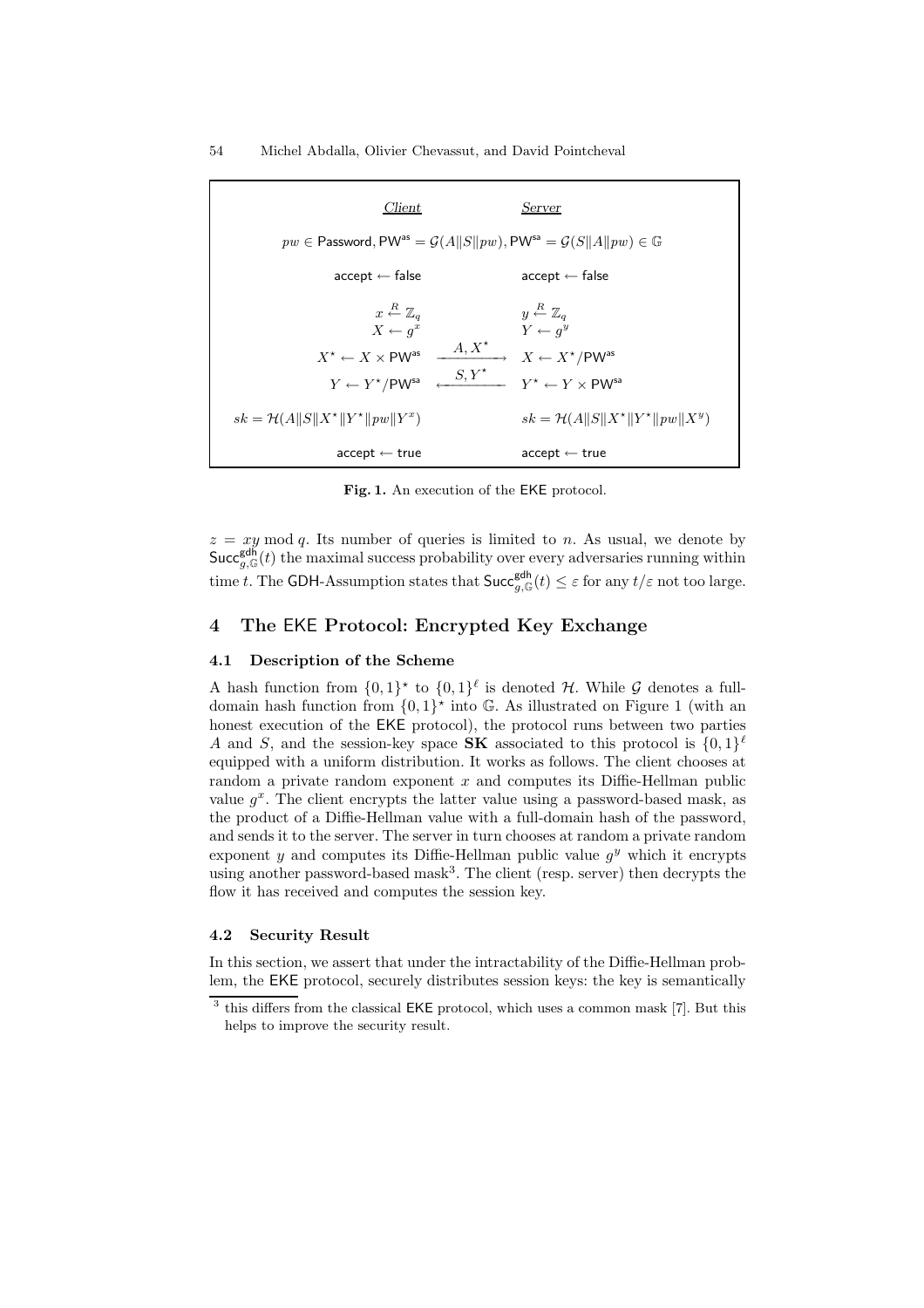| *Client* | | *Server* |
|---|---|---|
| $pw \in \mathsf{Password}, \mathsf{PW}^{\mathsf{as}} = \mathcal{G}(A\|S\|pw), \mathsf{PW}^{\mathsf{sa}} = \mathcal{G}(S\|A\|pw) \in \mathbb{G}$ | | |
| $\mathsf{accept} \leftarrow \mathsf{false}$ | | $\mathsf{accept} \leftarrow \mathsf{false}$ |
| $x \xleftarrow{R} \mathbb{Z}_q$ <br> $X \leftarrow g^x$ | | $y \xleftarrow{R} \mathbb{Z}_q$ <br> $Y \leftarrow g^y$ |
| $X^\star \leftarrow X \times \mathsf{PW}^{\mathsf{as}}$ | $\xrightarrow{A, X^\star}$ | $X \leftarrow X^\star / \mathsf{PW}^{\mathsf{as}}$ |
| $Y \leftarrow Y^\star / \mathsf{PW}^{\mathsf{sa}}$ | $\xleftarrow{S, Y^\star}$ | $Y^\star \leftarrow Y \times \mathsf{PW}^{\mathsf{sa}}$ |
| $sk = \mathcal{H}(A\|S\|X^\star\|Y^\star\|pw\|Y^x)$ | | $sk = \mathcal{H}(A\|S\|X^\star\|Y^\star\|pw\|X^y)$ |
| $\mathsf{accept} \leftarrow \mathsf{true}$ | | $\mathsf{accept} \leftarrow \mathsf{true}$ |

**Fig. 1.** An execution of the EKE protocol.

$z = xy \bmod q$. Its number of queries is limited to $n$. As usual, we denote by $\mathsf{Succ}^{\mathsf{gdh}}_{g,\mathbb{G}}(t)$ the maximal success probability over every adversaries running within time $t$. The GDH-Assumption states that $\mathsf{Succ}^{\mathsf{gdh}}_{g,\mathbb{G}}(t) \leq \varepsilon$ for any $t/\varepsilon$ not too large.

## 4 The EKE Protocol: Encrypted Key Exchange

### 4.1 Description of the Scheme

A hash function from $\{0,1\}^\star$ to $\{0,1\}^\ell$ is denoted $\mathcal{H}$. While $\mathcal{G}$ denotes a full-domain hash function from $\{0,1\}^\star$ into $\mathbb{G}$. As illustrated on Figure 1 (with an honest execution of the EKE protocol), the protocol runs between two parties $A$ and $S$, and the session-key space $\mathbf{SK}$ associated to this protocol is $\{0,1\}^\ell$ equipped with a uniform distribution. It works as follows. The client chooses at random a private random exponent $x$ and computes its Diffie-Hellman public value $g^x$. The client encrypts the latter value using a password-based mask, as the product of a Diffie-Hellman value with a full-domain hash of the password, and sends it to the server. The server in turn chooses at random a private random exponent $y$ and computes its Diffie-Hellman public value $g^y$ which it encrypts using another password-based mask[3]. The client (resp. server) then decrypts the flow it has received and computes the session key.

### 4.2 Security Result

In this section, we assert that under the intractability of the Diffie-Hellman problem, the EKE protocol, securely distributes session keys: the key is semantically

[3] this differs from the classical EKE protocol, which uses a common mask [7]. But this helps to improve the security result.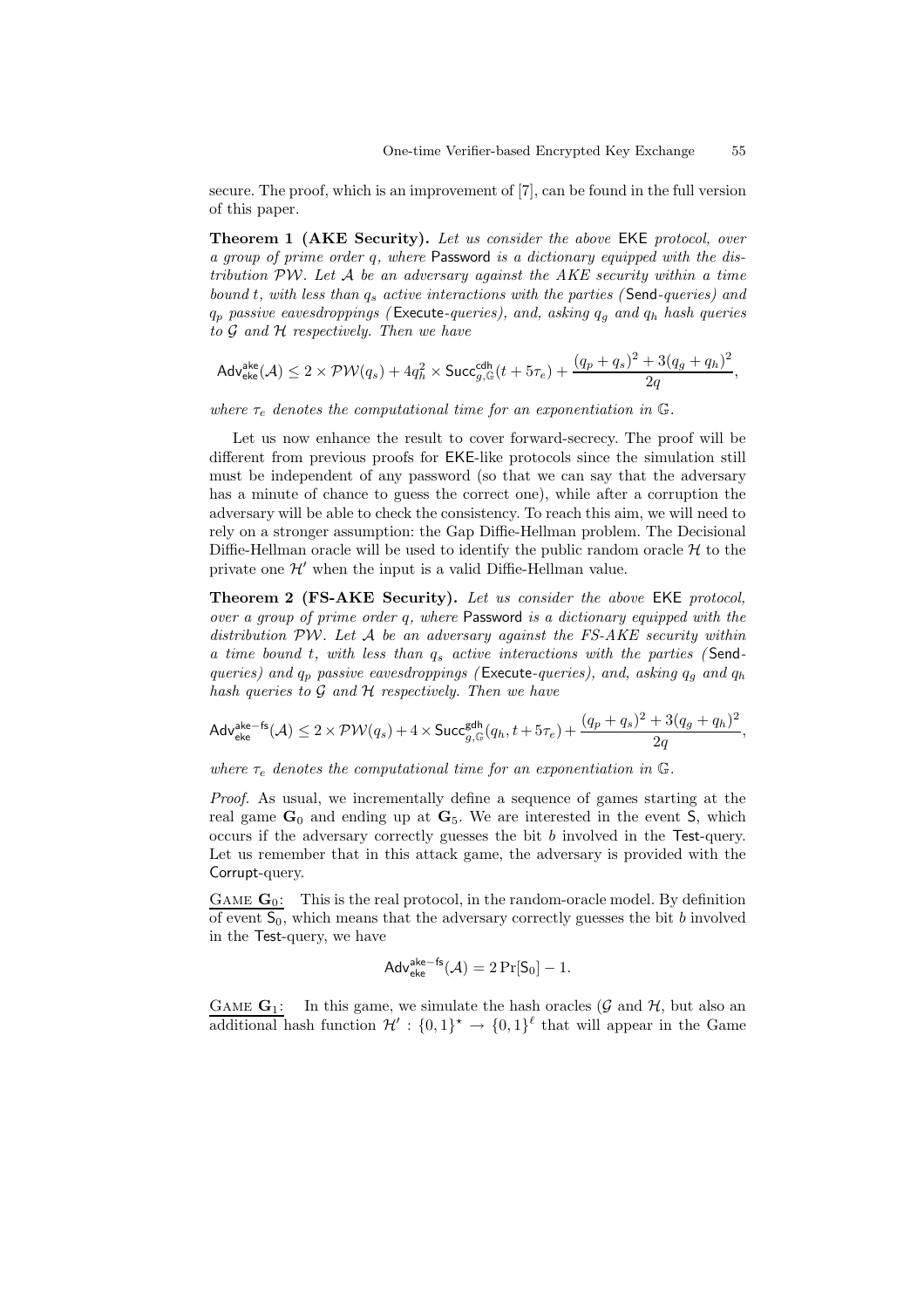secure. The proof, which is an improvement of [7], can be found in the full version of this paper.

**Theorem 1 (AKE Security).** *Let us consider the above* EKE *protocol, over a group of prime order $q$, where* Password *is a dictionary equipped with the distribution $\mathcal{PW}$. Let $\mathcal{A}$ be an adversary against the AKE security within a time bound $t$, with less than $q_s$ active interactions with the parties (*Send*-queries) and $q_p$ passive eavesdroppings (*Execute*-queries), and, asking $q_g$ and $q_h$ hash queries to $\mathcal{G}$ and $\mathcal{H}$ respectively. Then we have*

$$\mathsf{Adv}^{\mathsf{ake}}_{\mathsf{eke}}(\mathcal{A}) \leq 2 \times \mathcal{PW}(q_s) + 4q_h^2 \times \mathsf{Succ}^{\mathsf{cdh}}_{g,\mathbb{G}}(t + 5\tau_e) + \frac{(q_p + q_s)^2 + 3(q_g + q_h)^2}{2q},$$

*where $\tau_e$ denotes the computational time for an exponentiation in $\mathbb{G}$.*

Let us now enhance the result to cover forward-secrecy. The proof will be different from previous proofs for EKE-like protocols since the simulation still must be independent of any password (so that we can say that the adversary has a minute of chance to guess the correct one), while after a corruption the adversary will be able to check the consistency. To reach this aim, we will need to rely on a stronger assumption: the Gap Diffie-Hellman problem. The Decisional Diffie-Hellman oracle will be used to identify the public random oracle $\mathcal{H}$ to the private one $\mathcal{H}'$ when the input is a valid Diffie-Hellman value.

**Theorem 2 (FS-AKE Security).** *Let us consider the above* EKE *protocol, over a group of prime order $q$, where* Password *is a dictionary equipped with the distribution $\mathcal{PW}$. Let $\mathcal{A}$ be an adversary against the FS-AKE security within a time bound $t$, with less than $q_s$ active interactions with the parties (*Send*-queries) and $q_p$ passive eavesdroppings (*Execute*-queries), and, asking $q_g$ and $q_h$ hash queries to $\mathcal{G}$ and $\mathcal{H}$ respectively. Then we have*

$$\mathsf{Adv}^{\mathsf{ake-fs}}_{\mathsf{eke}}(\mathcal{A}) \leq 2 \times \mathcal{PW}(q_s) + 4 \times \mathsf{Succ}^{\mathsf{gdh}}_{g,\mathbb{G}}(q_h, t + 5\tau_e) + \frac{(q_p + q_s)^2 + 3(q_g + q_h)^2}{2q},$$

*where $\tau_e$ denotes the computational time for an exponentiation in $\mathbb{G}$.*

*Proof.* As usual, we incrementally define a sequence of games starting at the real game $\mathbf{G}_0$ and ending up at $\mathbf{G}_5$. We are interested in the event $\mathsf{S}$, which occurs if the adversary correctly guesses the bit $b$ involved in the Test-query. Let us remember that in this attack game, the adversary is provided with the Corrupt-query.

Game $\mathbf{G}_0$: This is the real protocol, in the random-oracle model. By definition of event $\mathsf{S}_0$, which means that the adversary correctly guesses the bit $b$ involved in the Test-query, we have

$$\mathsf{Adv}^{\mathsf{ake-fs}}_{\mathsf{eke}}(\mathcal{A}) = 2\Pr[\mathsf{S}_0] - 1.$$

Game $\mathbf{G}_1$: In this game, we simulate the hash oracles ($\mathcal{G}$ and $\mathcal{H}$, but also an additional hash function $\mathcal{H}' : \{0,1\}^\star \rightarrow \{0,1\}^\ell$ that will appear in the Game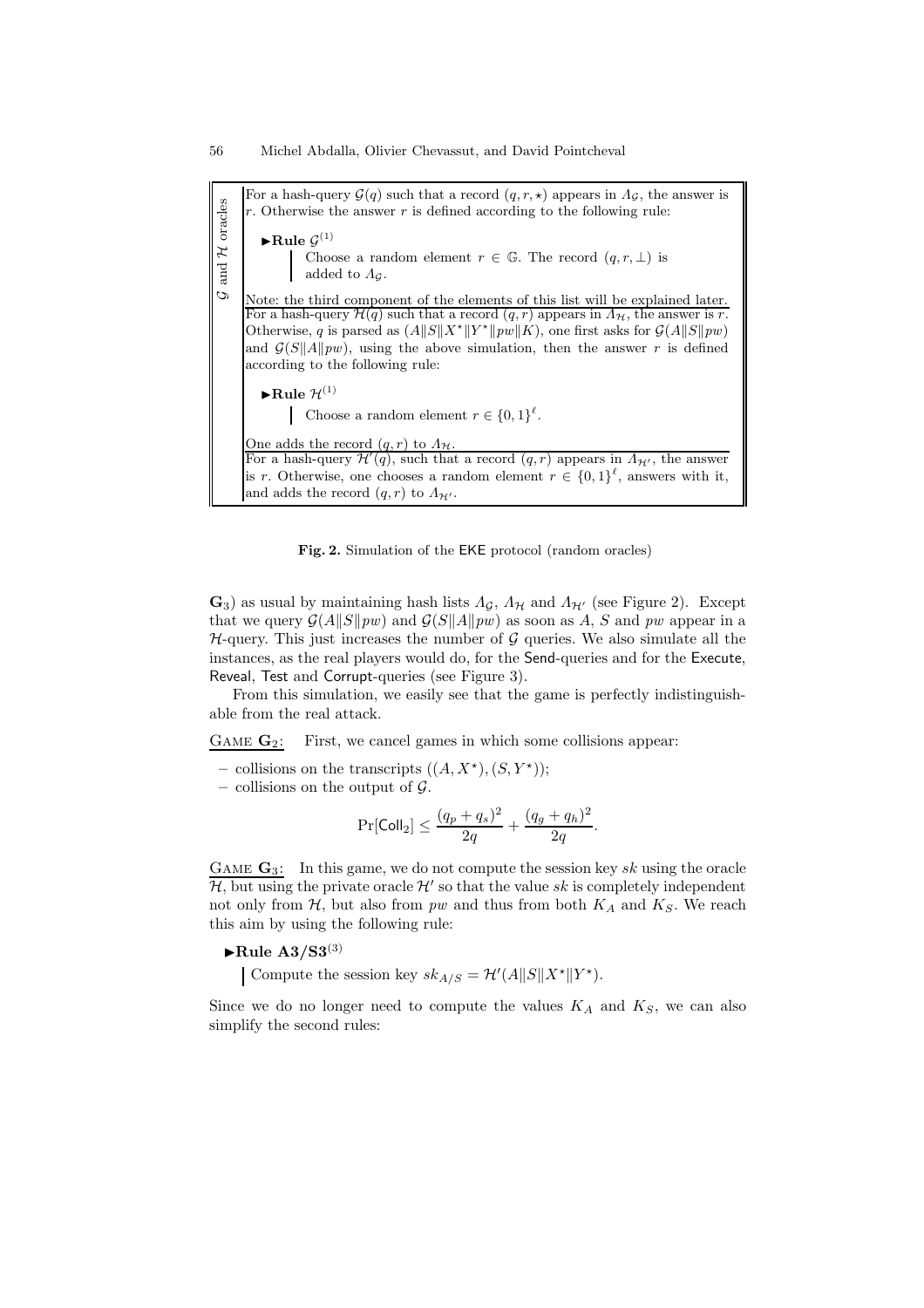**$\mathcal{G}$ and $\mathcal{H}$ oracles**

For a hash-query $\mathcal{G}(q)$ such that a record $(q, r, \star)$ appears in $\Lambda_{\mathcal{G}}$, the answer is $r$. Otherwise the answer $r$ is defined according to the following rule:

► **Rule** $\mathcal{G}^{(1)}$

Choose a random element $r \in \mathbb{G}$. The record $(q, r, \perp)$ is added to $\Lambda_{\mathcal{G}}$.

Note: the third component of the elements of this list will be explained later.

For a hash-query $\mathcal{H}(q)$ such that a record $(q, r)$ appears in $\Lambda_{\mathcal{H}}$, the answer is $r$. Otherwise, $q$ is parsed as $(A\|S\|X^\star\|Y^\star\|pw\|K)$, one first asks for $\mathcal{G}(A\|S\|pw)$ and $\mathcal{G}(S\|A\|pw)$, using the above simulation, then the answer $r$ is defined according to the following rule:

► **Rule** $\mathcal{H}^{(1)}$

Choose a random element $r \in \{0,1\}^\ell$.

One adds the record $(q, r)$ to $\Lambda_{\mathcal{H}}$.

For a hash-query $\mathcal{H}'(q)$, such that a record $(q, r)$ appears in $\Lambda_{\mathcal{H}'}$, the answer is $r$. Otherwise, one chooses a random element $r \in \{0,1\}^\ell$, answers with it, and adds the record $(q, r)$ to $\Lambda_{\mathcal{H}'}$.

**Fig. 2.** Simulation of the EKE protocol (random oracles)

$\mathbf{G}_3$) as usual by maintaining hash lists $\Lambda_{\mathcal{G}}$, $\Lambda_{\mathcal{H}}$ and $\Lambda_{\mathcal{H}'}$ (see Figure 2). Except that we query $\mathcal{G}(A\|S\|pw)$ and $\mathcal{G}(S\|A\|pw)$ as soon as $A$, $S$ and $pw$ appear in a $\mathcal{H}$-query. This just increases the number of $\mathcal{G}$ queries. We also simulate all the instances, as the real players would do, for the Send-queries and for the Execute, Reveal, Test and Corrupt-queries (see Figure 3).

From this simulation, we easily see that the game is perfectly indistinguishable from the real attack.

Game $\mathbf{G}_2$: First, we cancel games in which some collisions appear:

– collisions on the transcripts $((A, X^\star), (S, Y^\star))$;
– collisions on the output of $\mathcal{G}$.

$$\Pr[\mathsf{Coll}_2] \leq \frac{(q_p + q_s)^2}{2q} + \frac{(q_g + q_h)^2}{2q}.$$

Game $\mathbf{G}_3$: In this game, we do not compute the session key $sk$ using the oracle $\mathcal{H}$, but using the private oracle $\mathcal{H}'$ so that the value $sk$ is completely independent not only from $\mathcal{H}$, but also from $pw$ and thus from both $K_A$ and $K_S$. We reach this aim by using the following rule:

► **Rule A3/S3**$^{(3)}$

Compute the session key $sk_{A/S} = \mathcal{H}'(A\|S\|X^\star\|Y^\star)$.

Since we do no longer need to compute the values $K_A$ and $K_S$, we can also simplify the second rules: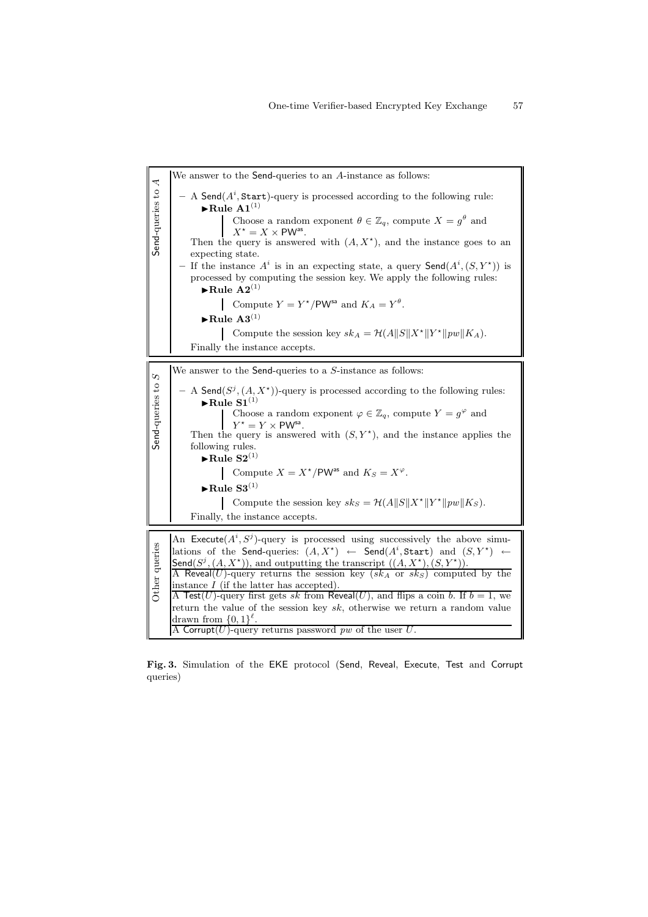**Send-queries to $A$**

We answer to the Send-queries to an $A$-instance as follows:

- A Send($A^i$, Start)-query is processed according to the following rule:

  ►**Rule A1**$^{(1)}$

  Choose a random exponent $\theta \in \mathbb{Z}_q$, compute $X = g^\theta$ and $X^\star = X \times \mathsf{PW}^{\mathsf{as}}$.

  Then the query is answered with $(A, X^\star)$, and the instance goes to an expecting state.

- If the instance $A^i$ is in an expecting state, a query Send($A^i$, $(S, Y^\star)$) is processed by computing the session key. We apply the following rules:

  ►**Rule A2**$^{(1)}$

  Compute $Y = Y^\star / \mathsf{PW}^{\mathsf{sa}}$ and $K_A = Y^\theta$.

  ►**Rule A3**$^{(1)}$

  Compute the session key $sk_A = \mathcal{H}(A \| S \| X^\star \| Y^\star \| pw \| K_A)$.

  Finally the instance accepts.

**Send-queries to $S$**

We answer to the Send-queries to a $S$-instance as follows:

- A Send($S^j$, $(A, X^\star)$)-query is processed according to the following rules:

  ►**Rule S1**$^{(1)}$

  Choose a random exponent $\varphi \in \mathbb{Z}_q$, compute $Y = g^\varphi$ and $Y^\star = Y \times \mathsf{PW}^{\mathsf{sa}}$.

  Then the query is answered with $(S, Y^\star)$, and the instance applies the following rules.

  ►**Rule S2**$^{(1)}$

  Compute $X = X^\star / \mathsf{PW}^{\mathsf{as}}$ and $K_S = X^\varphi$.

  ►**Rule S3**$^{(1)}$

  Compute the session key $sk_S = \mathcal{H}(A \| S \| X^\star \| Y^\star \| pw \| K_S)$.

  Finally, the instance accepts.

**Other queries**

An Execute($A^i$, $S^j$)-query is processed using successively the above simulations of the Send-queries: $(A, X^\star) \leftarrow$ Send($A^i$, Start) and $(S, Y^\star) \leftarrow$ Send($S^j$, $(A, X^\star)$), and outputting the transcript $((A, X^\star), (S, Y^\star))$.

A Reveal($U$)-query returns the session key ($sk_A$ or $sk_S$) computed by the instance $I$ (if the latter has accepted).

A Test($U$)-query first gets $sk$ from Reveal($U$), and flips a coin $b$. If $b = 1$, we return the value of the session key $sk$, otherwise we return a random value drawn from $\{0, 1\}^\ell$.

A Corrupt($U$)-query returns password $pw$ of the user $U$.

**Fig. 3.** Simulation of the EKE protocol (Send, Reveal, Execute, Test and Corrupt queries)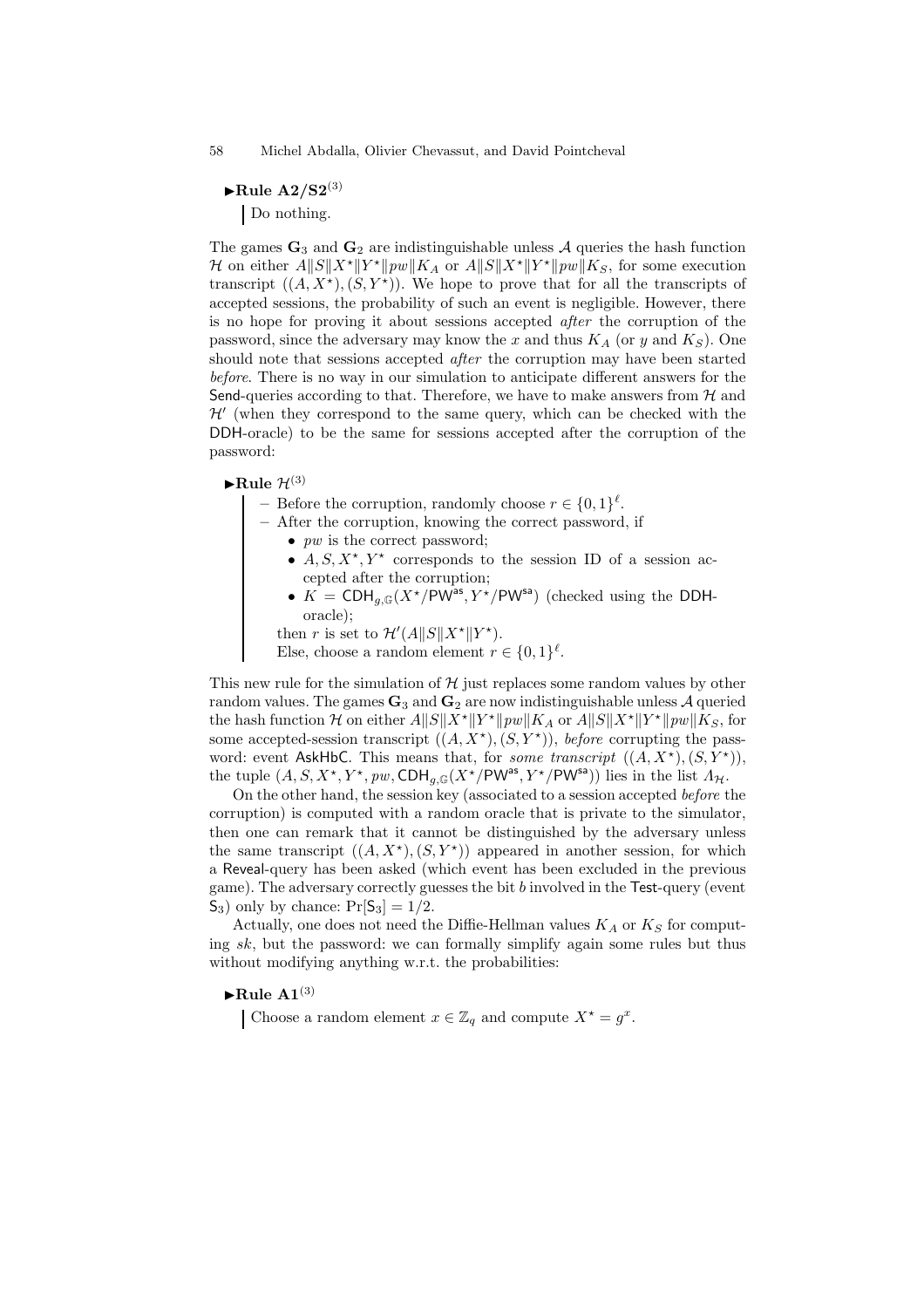**►Rule A2/S2$^{(3)}$**

Do nothing.

The games $\mathbf{G}_3$ and $\mathbf{G}_2$ are indistinguishable unless $\mathcal{A}$ queries the hash function $\mathcal{H}$ on either $A\|S\|X^\star\|Y^\star\|pw\|K_A$ or $A\|S\|X^\star\|Y^\star\|pw\|K_S$, for some execution transcript $((A, X^\star), (S, Y^\star))$. We hope to prove that for all the transcripts of accepted sessions, the probability of such an event is negligible. However, there is no hope for proving it about sessions accepted *after* the corruption of the password, since the adversary may know the $x$ and thus $K_A$ (or $y$ and $K_S$). One should note that sessions accepted *after* the corruption may have been started *before*. There is no way in our simulation to anticipate different answers for the Send-queries according to that. Therefore, we have to make answers from $\mathcal{H}$ and $\mathcal{H}'$ (when they correspond to the same query, which can be checked with the DDH-oracle) to be the same for sessions accepted after the corruption of the password:

**►Rule $\mathcal{H}^{(3)}$**

- Before the corruption, randomly choose $r \in \{0,1\}^\ell$.
- After the corruption, knowing the correct password, if
  - $pw$ is the correct password;
  - $A, S, X^\star, Y^\star$ corresponds to the session ID of a session accepted after the corruption;
  - $K = \mathsf{CDH}_{g,\mathbb{G}}(X^\star/\mathsf{PW}^{\mathsf{as}}, Y^\star/\mathsf{PW}^{\mathsf{sa}})$ (checked using the DDH-oracle);

  then $r$ is set to $\mathcal{H}'(A\|S\|X^\star\|Y^\star)$.
  Else, choose a random element $r \in \{0,1\}^\ell$.

This new rule for the simulation of $\mathcal{H}$ just replaces some random values by other random values. The games $\mathbf{G}_3$ and $\mathbf{G}_2$ are now indistinguishable unless $\mathcal{A}$ queried the hash function $\mathcal{H}$ on either $A\|S\|X^\star\|Y^\star\|pw\|K_A$ or $A\|S\|X^\star\|Y^\star\|pw\|K_S$, for some accepted-session transcript $((A, X^\star), (S, Y^\star))$, *before* corrupting the password: event AskHbC. This means that, for *some transcript* $((A, X^\star), (S, Y^\star))$, the tuple $(A, S, X^\star, Y^\star, pw, \mathsf{CDH}_{g,\mathbb{G}}(X^\star/\mathsf{PW}^{\mathsf{as}}, Y^\star/\mathsf{PW}^{\mathsf{sa}}))$ lies in the list $\Lambda_{\mathcal{H}}$.

On the other hand, the session key (associated to a session accepted *before* the corruption) is computed with a random oracle that is private to the simulator, then one can remark that it cannot be distinguished by the adversary unless the same transcript $((A, X^\star), (S, Y^\star))$ appeared in another session, for which a Reveal-query has been asked (which event has been excluded in the previous game). The adversary correctly guesses the bit $b$ involved in the Test-query (event $\mathsf{S}_3$) only by chance: $\Pr[\mathsf{S}_3] = 1/2$.

Actually, one does not need the Diffie-Hellman values $K_A$ or $K_S$ for computing $sk$, but the password: we can formally simplify again some rules but thus without modifying anything w.r.t. the probabilities:

**►Rule A1$^{(3)}$**

Choose a random element $x \in \mathbb{Z}_q$ and compute $X^\star = g^x$.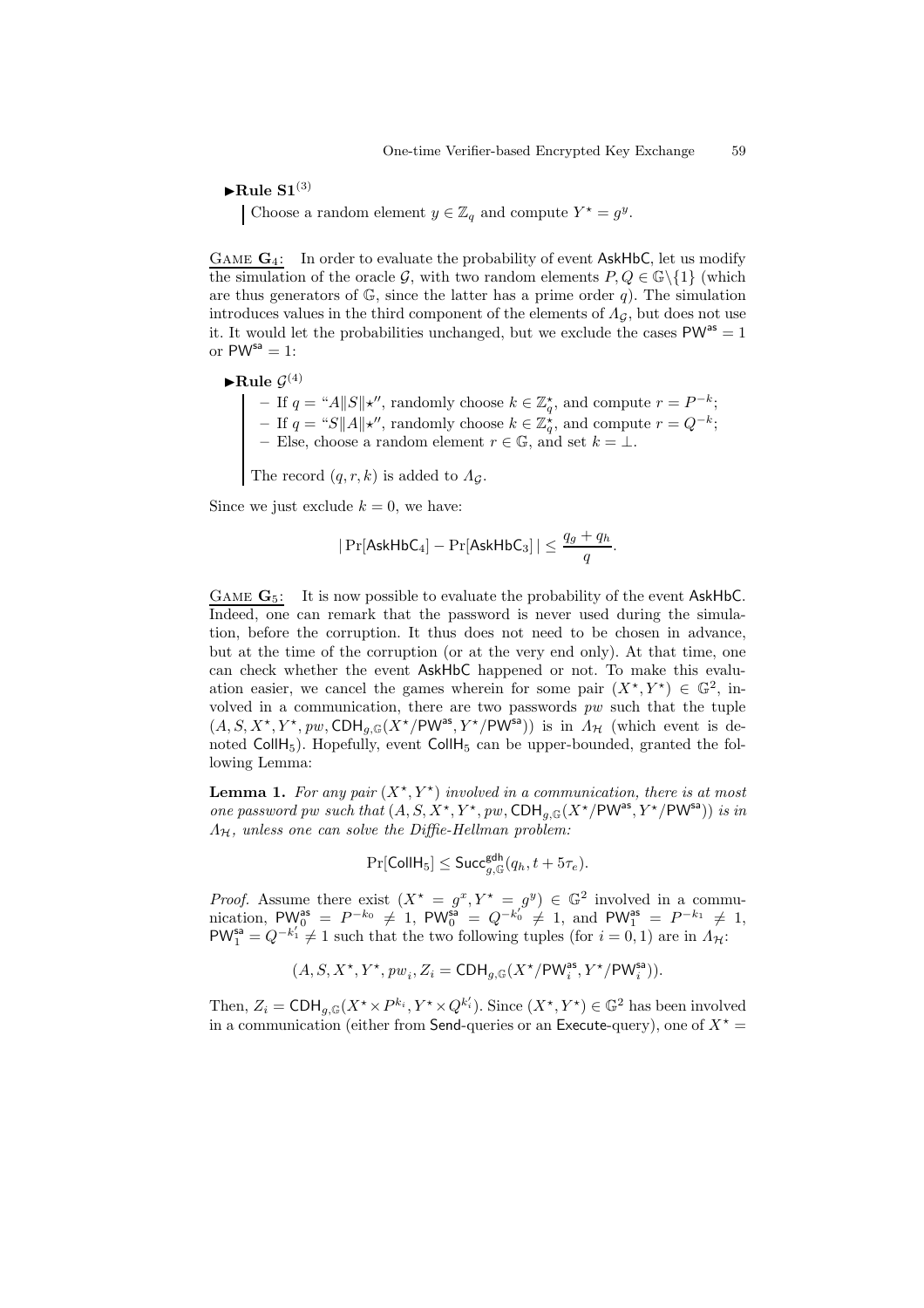►**Rule S1**$^{(3)}$

Choose a random element $y \in \mathbb{Z}_q$ and compute $Y^\star = g^y$.

Game $\mathbf{G}_4$: In order to evaluate the probability of event $\mathsf{AskHbC}$, let us modify the simulation of the oracle $\mathcal{G}$, with two random elements $P, Q \in \mathbb{G} \backslash \{1\}$ (which are thus generators of $\mathbb{G}$, since the latter has a prime order $q$). The simulation introduces values in the third component of the elements of $\Lambda_\mathcal{G}$, but does not use it. It would let the probabilities unchanged, but we exclude the cases $\mathsf{PW}^{\mathsf{as}} = 1$ or $\mathsf{PW}^{\mathsf{sa}} = 1$:

►**Rule** $\mathcal{G}^{(4)}$

- If $q = \text{“}A\|S\|\star\text{''}$, randomly choose $k \in \mathbb{Z}_q^\star$, and compute $r = P^{-k}$;
- If $q = \text{“}S\|A\|\star\text{''}$, randomly choose $k \in \mathbb{Z}_q^\star$, and compute $r = Q^{-k}$;
- Else, choose a random element $r \in \mathbb{G}$, and set $k = \perp$.

The record $(q, r, k)$ is added to $\Lambda_\mathcal{G}$.

Since we just exclude $k = 0$, we have:

$$|\Pr[\mathsf{AskHbC}_4] - \Pr[\mathsf{AskHbC}_3]| \leq \frac{q_g + q_h}{q}.$$

Game $\mathbf{G}_5$: It is now possible to evaluate the probability of the event $\mathsf{AskHbC}$. Indeed, one can remark that the password is never used during the simulation, before the corruption. It thus does not need to be chosen in advance, but at the time of the corruption (or at the very end only). At that time, one can check whether the event $\mathsf{AskHbC}$ happened or not. To make this evaluation easier, we cancel the games wherein for some pair $(X^\star, Y^\star) \in \mathbb{G}^2$, involved in a communication, there are two passwords $pw$ such that the tuple $(A, S, X^\star, Y^\star, pw, \mathsf{CDH}_{g,\mathbb{G}}(X^\star/\mathsf{PW}^{\mathsf{as}}, Y^\star/\mathsf{PW}^{\mathsf{sa}}))$ is in $\Lambda_\mathcal{H}$ (which event is denoted $\mathsf{CollH}_5$). Hopefully, event $\mathsf{CollH}_5$ can be upper-bounded, granted the following Lemma:

**Lemma 1.** *For any pair $(X^\star, Y^\star)$ involved in a communication, there is at most one password $pw$ such that $(A, S, X^\star, Y^\star, pw, \mathsf{CDH}_{g,\mathbb{G}}(X^\star/\mathsf{PW}^{\mathsf{as}}, Y^\star/\mathsf{PW}^{\mathsf{sa}}))$ is in $\Lambda_\mathcal{H}$, unless one can solve the Diffie-Hellman problem:*

$$\Pr[\mathsf{CollH}_5] \leq \mathsf{Succ}^{\mathsf{gdh}}_{g,\mathbb{G}}(q_h, t + 5\tau_e).$$

*Proof.* Assume there exist $(X^\star = g^x, Y^\star = g^y) \in \mathbb{G}^2$ involved in a communication, $\mathsf{PW}^{\mathsf{as}}_0 = P^{-k_0} \neq 1$, $\mathsf{PW}^{\mathsf{sa}}_0 = Q^{-k'_0} \neq 1$, and $\mathsf{PW}^{\mathsf{as}}_1 = P^{-k_1} \neq 1$, $\mathsf{PW}^{\mathsf{sa}}_1 = Q^{-k'_1} \neq 1$ such that the two following tuples (for $i = 0, 1$) are in $\Lambda_\mathcal{H}$:

$$(A, S, X^\star, Y^\star, pw_i, Z_i = \mathsf{CDH}_{g,\mathbb{G}}(X^\star/\mathsf{PW}^{\mathsf{as}}_i, Y^\star/\mathsf{PW}^{\mathsf{sa}}_i)).$$

Then, $Z_i = \mathsf{CDH}_{g,\mathbb{G}}(X^\star \times P^{k_i}, Y^\star \times Q^{k'_i})$. Since $(X^\star, Y^\star) \in \mathbb{G}^2$ has been involved in a communication (either from $\mathsf{Send}$-queries or an $\mathsf{Execute}$-query), one of $X^\star =$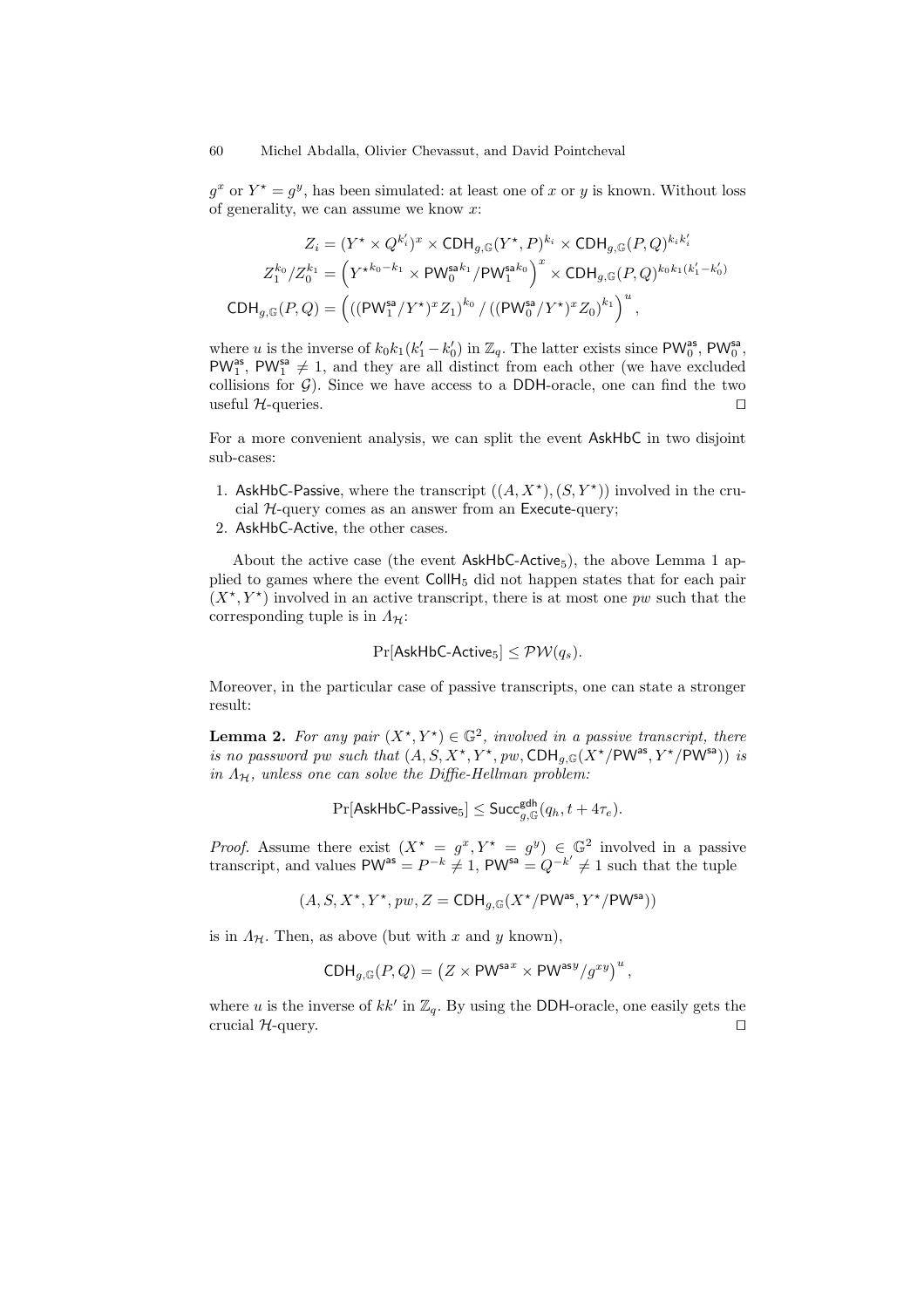$g^x$ or $Y^\star = g^y$, has been simulated: at least one of $x$ or $y$ is known. Without loss of generality, we can assume we know $x$:

$$Z_i = (Y^\star \times Q^{k'_i})^x \times \mathsf{CDH}_{g,\mathbb{G}}(Y^\star, P)^{k_i} \times \mathsf{CDH}_{g,\mathbb{G}}(P,Q)^{k_i k'_i}$$

$$Z_1^{k_0}/Z_0^{k_1} = \left( {Y^\star}^{k_0 - k_1} \times {\mathsf{PW}_0^{\mathsf{sa}}}^{k_1} / {\mathsf{PW}_1^{\mathsf{sa}}}^{k_0} \right)^x \times \mathsf{CDH}_{g,\mathbb{G}}(P,Q)^{k_0 k_1 (k'_1 - k'_0)}$$

$$\mathsf{CDH}_{g,\mathbb{G}}(P,Q) = \left( ((\mathsf{PW}_1^{\mathsf{sa}}/Y^\star)^x Z_1)^{k_0} \,/\, ((\mathsf{PW}_0^{\mathsf{sa}}/Y^\star)^x Z_0)^{k_1} \right)^u,$$

where $u$ is the inverse of $k_0 k_1 (k'_1 - k'_0)$ in $\mathbb{Z}_q$. The latter exists since $\mathsf{PW}_0^{\mathsf{as}}$, $\mathsf{PW}_0^{\mathsf{sa}}$, $\mathsf{PW}_1^{\mathsf{as}}$, $\mathsf{PW}_1^{\mathsf{sa}} \neq 1$, and they are all distinct from each other (we have excluded collisions for $\mathcal{G}$). Since we have access to a DDH-oracle, one can find the two useful $\mathcal{H}$-queries. □

For a more convenient analysis, we can split the event AskHbC in two disjoint sub-cases:

1. AskHbC-Passive, where the transcript $((A, X^\star), (S, Y^\star))$ involved in the crucial $\mathcal{H}$-query comes as an answer from an Execute-query;
2. AskHbC-Active, the other cases.

About the active case (the event $\mathsf{AskHbC\text{-}Active}_5$), the above Lemma 1 applied to games where the event $\mathsf{CollH}_5$ did not happen states that for each pair $(X^\star, Y^\star)$ involved in an active transcript, there is at most one $pw$ such that the corresponding tuple is in $\Lambda_{\mathcal{H}}$:

$$\Pr[\mathsf{AskHbC\text{-}Active}_5] \leq \mathcal{PW}(q_s).$$

Moreover, in the particular case of passive transcripts, one can state a stronger result:

**Lemma 2.** *For any pair $(X^\star, Y^\star) \in \mathbb{G}^2$, involved in a passive transcript, there is no password $pw$ such that $(A, S, X^\star, Y^\star, pw, \mathsf{CDH}_{g,\mathbb{G}}(X^\star/\mathsf{PW}^{\mathsf{as}}, Y^\star/\mathsf{PW}^{\mathsf{sa}}))$ is in $\Lambda_{\mathcal{H}}$, unless one can solve the Diffie-Hellman problem:*

$$\Pr[\mathsf{AskHbC\text{-}Passive}_5] \leq \mathsf{Succ}_{g,\mathbb{G}}^{\mathsf{gdh}}(q_h, t + 4\tau_e).$$

*Proof.* Assume there exist $(X^\star = g^x, Y^\star = g^y) \in \mathbb{G}^2$ involved in a passive transcript, and values $\mathsf{PW}^{\mathsf{as}} = P^{-k} \neq 1$, $\mathsf{PW}^{\mathsf{sa}} = Q^{-k'} \neq 1$ such that the tuple

$$(A, S, X^\star, Y^\star, pw, Z = \mathsf{CDH}_{g,\mathbb{G}}(X^\star/\mathsf{PW}^{\mathsf{as}}, Y^\star/\mathsf{PW}^{\mathsf{sa}}))$$

is in $\Lambda_{\mathcal{H}}$. Then, as above (but with $x$ and $y$ known),

$$\mathsf{CDH}_{g,\mathbb{G}}(P,Q) = \left( Z \times {\mathsf{PW}^{\mathsf{sa}}}^x \times {\mathsf{PW}^{\mathsf{as}}}^y / g^{xy} \right)^u,$$

where $u$ is the inverse of $kk'$ in $\mathbb{Z}_q$. By using the DDH-oracle, one easily gets the crucial $\mathcal{H}$-query. □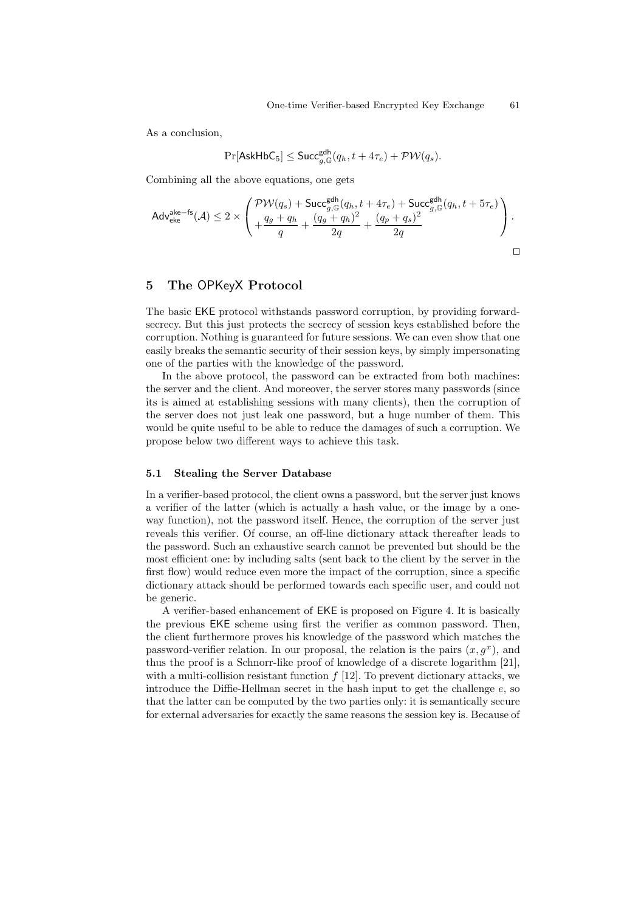As a conclusion,

$$\Pr[\mathsf{AskHbC}_5] \leq \mathsf{Succ}^{\mathsf{gdh}}_{g,\mathbb{G}}(q_h, t + 4\tau_e) + \mathcal{PW}(q_s).$$

Combining all the above equations, one gets

$$\mathsf{Adv}^{\mathsf{ake-fs}}_{\mathsf{eke}}(\mathcal{A}) \leq 2 \times \begin{pmatrix} \mathcal{PW}(q_s) + \mathsf{Succ}^{\mathsf{gdh}}_{g,\mathbb{G}}(q_h, t + 4\tau_e) + \mathsf{Succ}^{\mathsf{gdh}}_{g,\mathbb{G}}(q_h, t + 5\tau_e) \\ + \dfrac{q_g + q_h}{q} + \dfrac{(q_g + q_h)^2}{2q} + \dfrac{(q_p + q_s)^2}{2q} \end{pmatrix}.$$

□

## 5 The OPKeyX Protocol

The basic EKE protocol withstands password corruption, by providing forward-secrecy. But this just protects the secrecy of session keys established before the corruption. Nothing is guaranteed for future sessions. We can even show that one easily breaks the semantic security of their session keys, by simply impersonating one of the parties with the knowledge of the password.

In the above protocol, the password can be extracted from both machines: the server and the client. And moreover, the server stores many passwords (since its is aimed at establishing sessions with many clients), then the corruption of the server does not just leak one password, but a huge number of them. This would be quite useful to be able to reduce the damages of such a corruption. We propose below two different ways to achieve this task.

### 5.1 Stealing the Server Database

In a verifier-based protocol, the client owns a password, but the server just knows a verifier of the latter (which is actually a hash value, or the image by a one-way function), not the password itself. Hence, the corruption of the server just reveals this verifier. Of course, an off-line dictionary attack thereafter leads to the password. Such an exhaustive search cannot be prevented but should be the most efficient one: by including salts (sent back to the client by the server in the first flow) would reduce even more the impact of the corruption, since a specific dictionary attack should be performed towards each specific user, and could not be generic.

A verifier-based enhancement of EKE is proposed on Figure 4. It is basically the previous EKE scheme using first the verifier as common password. Then, the client furthermore proves his knowledge of the password which matches the password-verifier relation. In our proposal, the relation is the pairs $(x, g^x)$, and thus the proof is a Schnorr-like proof of knowledge of a discrete logarithm [21], with a multi-collision resistant function $f$ [12]. To prevent dictionary attacks, we introduce the Diffie-Hellman secret in the hash input to get the challenge $e$, so that the latter can be computed by the two parties only: it is semantically secure for external adversaries for exactly the same reasons the session key is. Because of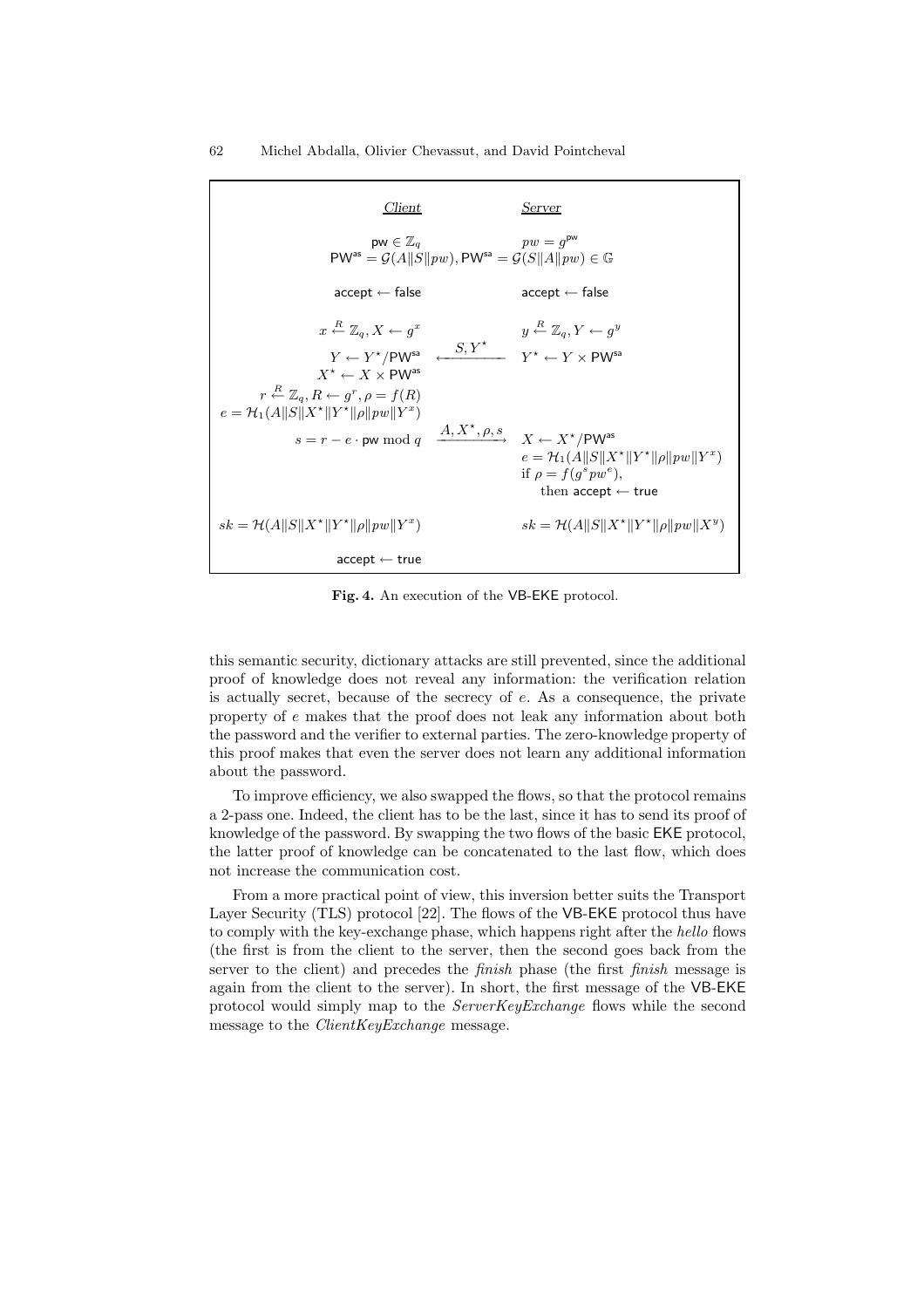| *Client* | | *Server* |
|---|---|---|
| $\mathsf{pw} \in \mathbb{Z}_q$ | | $pw = g^{\mathsf{pw}}$ |
| $\mathsf{PW}^{\mathsf{as}} = \mathcal{G}(A\\|S\\|pw), \mathsf{PW}^{\mathsf{sa}} = \mathcal{G}(S\\|A\\|pw) \in \mathbb{G}$ | | |
| $\mathsf{accept} \leftarrow \mathsf{false}$ | | $\mathsf{accept} \leftarrow \mathsf{false}$ |
| $x \stackrel{R}{\leftarrow} \mathbb{Z}_q, X \leftarrow g^x$ | | $y \stackrel{R}{\leftarrow} \mathbb{Z}_q, Y \leftarrow g^y$ |
| $Y \leftarrow Y^\star/\mathsf{PW}^{\mathsf{sa}}$ | $\xleftarrow{\quad S, Y^\star \quad}$ | $Y^\star \leftarrow Y \times \mathsf{PW}^{\mathsf{sa}}$ |
| $X^\star \leftarrow X \times \mathsf{PW}^{\mathsf{as}}$ | | |
| $r \stackrel{R}{\leftarrow} \mathbb{Z}_q, R \leftarrow g^r, \rho = f(R)$ | | |
| $e = \mathcal{H}_1(A\\|S\\|X^\star\\|Y^\star\\|\rho\\|pw\\|Y^x)$ | | |
| $s = r - e \cdot \mathsf{pw} \bmod q$ | $\xrightarrow{\quad A, X^\star, \rho, s \quad}$ | $X \leftarrow X^\star/\mathsf{PW}^{\mathsf{as}}$ |
| | | $e = \mathcal{H}_1(A\\|S\\|X^\star\\|Y^\star\\|\rho\\|pw\\|Y^x)$ |
| | | if $\rho = f(g^s pw^e)$, then $\mathsf{accept} \leftarrow \mathsf{true}$ |
| $sk = \mathcal{H}(A\\|S\\|X^\star\\|Y^\star\\|\rho\\|pw\\|Y^x)$ | | $sk = \mathcal{H}(A\\|S\\|X^\star\\|Y^\star\\|\rho\\|pw\\|X^y)$ |
| $\mathsf{accept} \leftarrow \mathsf{true}$ | | |

**Fig. 4.** An execution of the VB-EKE protocol.

this semantic security, dictionary attacks are still prevented, since the additional proof of knowledge does not reveal any information: the verification relation is actually secret, because of the secrecy of $e$. As a consequence, the private property of $e$ makes that the proof does not leak any information about both the password and the verifier to external parties. The zero-knowledge property of this proof makes that even the server does not learn any additional information about the password.

To improve efficiency, we also swapped the flows, so that the protocol remains a 2-pass one. Indeed, the client has to be the last, since it has to send its proof of knowledge of the password. By swapping the two flows of the basic EKE protocol, the latter proof of knowledge can be concatenated to the last flow, which does not increase the communication cost.

From a more practical point of view, this inversion better suits the Transport Layer Security (TLS) protocol [22]. The flows of the VB-EKE protocol thus have to comply with the key-exchange phase, which happens right after the *hello* flows (the first is from the client to the server, then the second goes back from the server to the client) and precedes the *finish* phase (the first *finish* message is again from the client to the server). In short, the first message of the VB-EKE protocol would simply map to the *ServerKeyExchange* flows while the second message to the *ClientKeyExchange* message.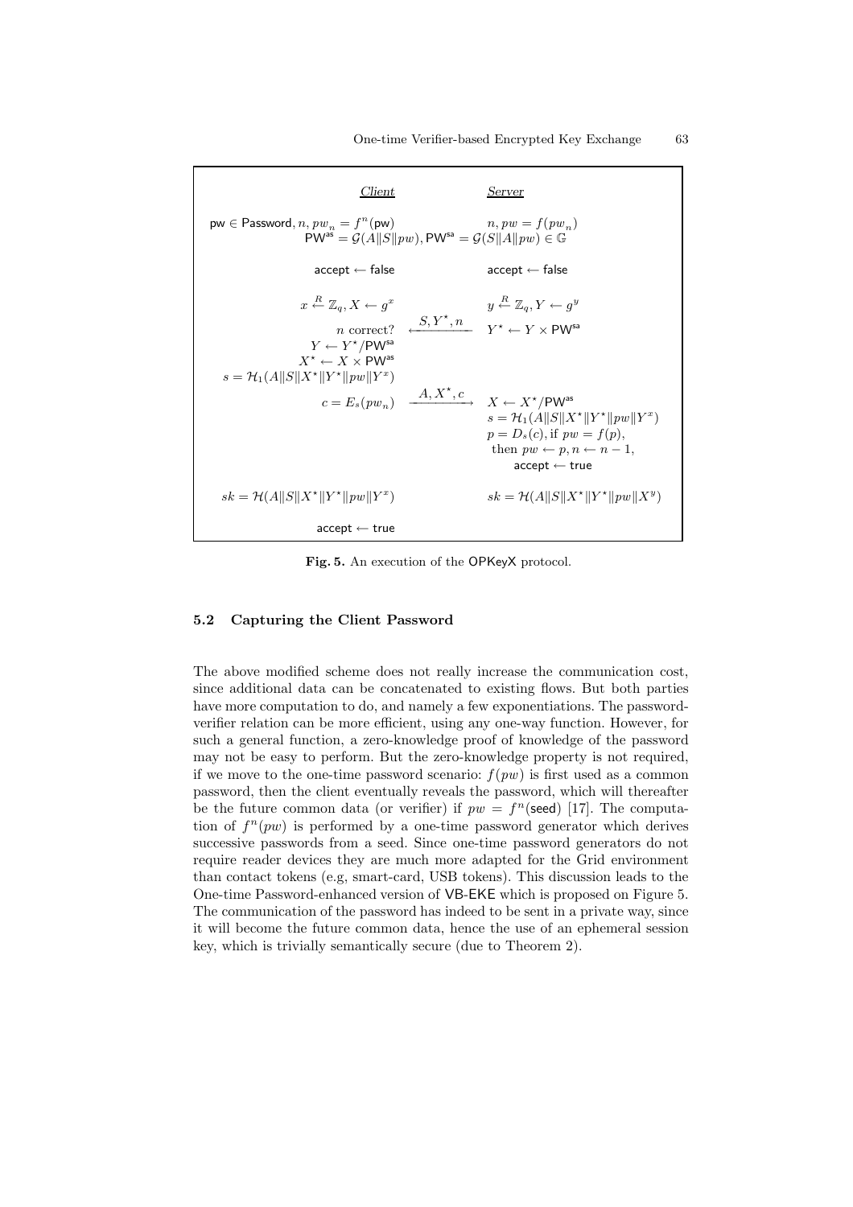| *Client* | | *Server* |
|---|---|---|
| $\mathsf{pw} \in \mathsf{Password}, n, pw_n = f^n(\mathsf{pw})$ | | $n, pw = f(pw_n)$ |
| | $\mathsf{PW}^{\mathsf{as}} = \mathcal{G}(A\|S\|pw), \mathsf{PW}^{\mathsf{sa}} = \mathcal{G}(S\|A\|pw) \in \mathbb{G}$ | |
| $\mathsf{accept} \leftarrow \mathsf{false}$ | | $\mathsf{accept} \leftarrow \mathsf{false}$ |
| $x \xleftarrow{R} \mathbb{Z}_q, X \leftarrow g^x$ | | $y \xleftarrow{R} \mathbb{Z}_q, Y \leftarrow g^y$ |
| $n$ correct? | $\xleftarrow{S, Y^\star, n}$ | $Y^\star \leftarrow Y \times \mathsf{PW}^{\mathsf{sa}}$ |
| $Y \leftarrow Y^\star / \mathsf{PW}^{\mathsf{sa}}$ | | |
| $X^\star \leftarrow X \times \mathsf{PW}^{\mathsf{as}}$ | | |
| $s = \mathcal{H}_1(A\|S\|X^\star\|Y^\star\|pw\|Y^x)$ | | |
| $c = E_s(pw_n)$ | $\xrightarrow{A, X^\star, c}$ | $X \leftarrow X^\star / \mathsf{PW}^{\mathsf{as}}$ |
| | | $s = \mathcal{H}_1(A\|S\|X^\star\|Y^\star\|pw\|Y^x)$ |
| | | $p = D_s(c)$, if $pw = f(p)$, |
| | | then $pw \leftarrow p, n \leftarrow n-1$, |
| | | $\mathsf{accept} \leftarrow \mathsf{true}$ |
| $sk = \mathcal{H}(A\|S\|X^\star\|Y^\star\|pw\|Y^x)$ | | $sk = \mathcal{H}(A\|S\|X^\star\|Y^\star\|pw\|X^y)$ |
| $\mathsf{accept} \leftarrow \mathsf{true}$ | | |

**Fig. 5.** An execution of the OPKeyX protocol.

### 5.2 Capturing the Client Password

The above modified scheme does not really increase the communication cost, since additional data can be concatenated to existing flows. But both parties have more computation to do, and namely a few exponentiations. The password-verifier relation can be more efficient, using any one-way function. However, for such a general function, a zero-knowledge proof of knowledge of the password may not be easy to perform. But the zero-knowledge property is not required, if we move to the one-time password scenario: $f(pw)$ is first used as a common password, then the client eventually reveals the password, which will thereafter be the future common data (or verifier) if $pw = f^n(\mathsf{seed})$ [17]. The computation of $f^n(pw)$ is performed by a one-time password generator which derives successive passwords from a seed. Since one-time password generators do not require reader devices they are much more adapted for the Grid environment than contact tokens (e.g, smart-card, USB tokens). This discussion leads to the One-time Password-enhanced version of VB-EKE which is proposed on Figure 5. The communication of the password has indeed to be sent in a private way, since it will become the future common data, hence the use of an ephemeral session key, which is trivially semantically secure (due to Theorem 2).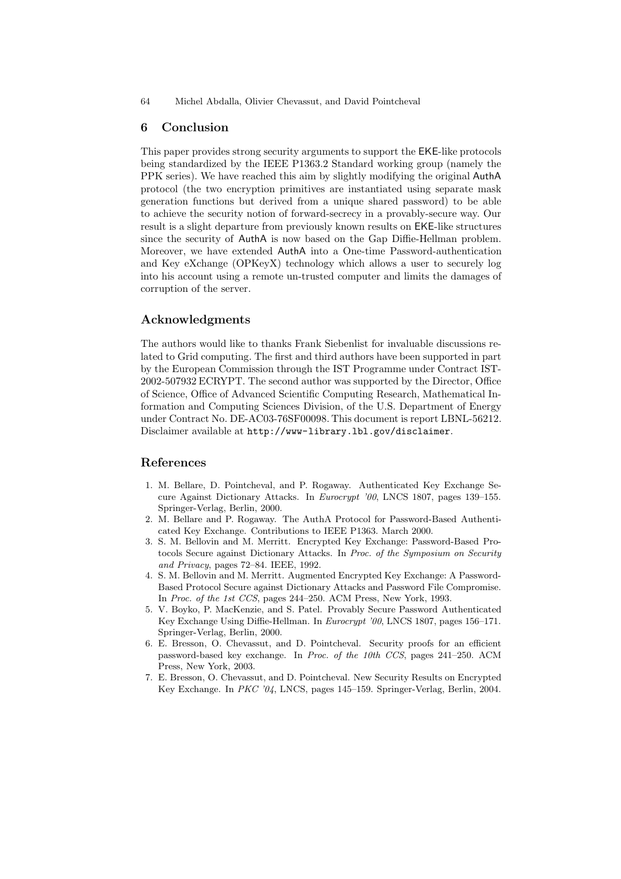## 6 Conclusion

This paper provides strong security arguments to support the EKE-like protocols being standardized by the IEEE P1363.2 Standard working group (namely the PPK series). We have reached this aim by slightly modifying the original AuthA protocol (the two encryption primitives are instantiated using separate mask generation functions but derived from a unique shared password) to be able to achieve the security notion of forward-secrecy in a provably-secure way. Our result is a slight departure from previously known results on EKE-like structures since the security of AuthA is now based on the Gap Diffie-Hellman problem. Moreover, we have extended AuthA into a One-time Password-authentication and Key eXchange (OPKeyX) technology which allows a user to securely log into his account using a remote un-trusted computer and limits the damages of corruption of the server.

## Acknowledgments

The authors would like to thanks Frank Siebenlist for invaluable discussions related to Grid computing. The first and third authors have been supported in part by the European Commission through the IST Programme under Contract IST-2002-507932 ECRYPT. The second author was supported by the Director, Office of Science, Office of Advanced Scientific Computing Research, Mathematical Information and Computing Sciences Division, of the U.S. Department of Energy under Contract No. DE-AC03-76SF00098. This document is report LBNL-56212. Disclaimer available at `http://www-library.lbl.gov/disclaimer`.

## References

1. M. Bellare, D. Pointcheval, and P. Rogaway. Authenticated Key Exchange Secure Against Dictionary Attacks. In *Eurocrypt '00*, LNCS 1807, pages 139–155. Springer-Verlag, Berlin, 2000.
2. M. Bellare and P. Rogaway. The AuthA Protocol for Password-Based Authenticated Key Exchange. Contributions to IEEE P1363. March 2000.
3. S. M. Bellovin and M. Merritt. Encrypted Key Exchange: Password-Based Protocols Secure against Dictionary Attacks. In *Proc. of the Symposium on Security and Privacy*, pages 72–84. IEEE, 1992.
4. S. M. Bellovin and M. Merritt. Augmented Encrypted Key Exchange: A Password-Based Protocol Secure against Dictionary Attacks and Password File Compromise. In *Proc. of the 1st CCS*, pages 244–250. ACM Press, New York, 1993.
5. V. Boyko, P. MacKenzie, and S. Patel. Provably Secure Password Authenticated Key Exchange Using Diffie-Hellman. In *Eurocrypt '00*, LNCS 1807, pages 156–171. Springer-Verlag, Berlin, 2000.
6. E. Bresson, O. Chevassut, and D. Pointcheval. Security proofs for an efficient password-based key exchange. In *Proc. of the 10th CCS*, pages 241–250. ACM Press, New York, 2003.
7. E. Bresson, O. Chevassut, and D. Pointcheval. New Security Results on Encrypted Key Exchange. In *PKC '04*, LNCS, pages 145–159. Springer-Verlag, Berlin, 2004.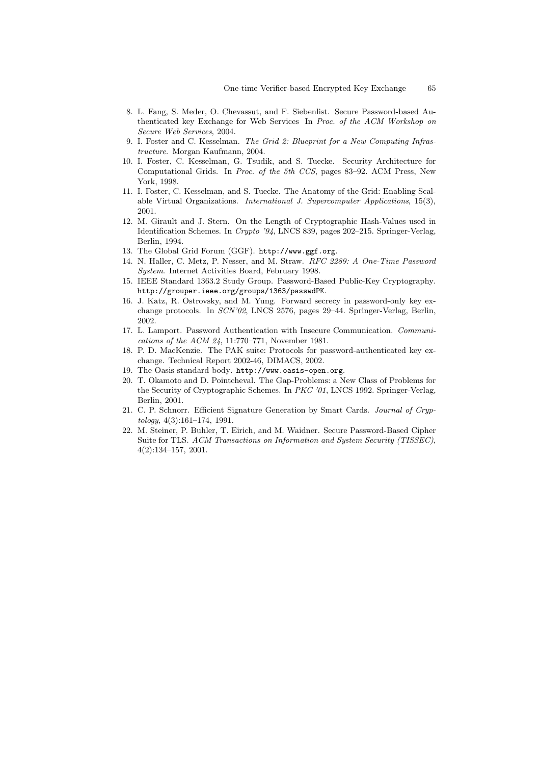8. L. Fang, S. Meder, O. Chevassut, and F. Siebenlist. Secure Password-based Authenticated key Exchange for Web Services In *Proc. of the ACM Workshop on Secure Web Services*, 2004.
9. I. Foster and C. Kesselman. *The Grid 2: Blueprint for a New Computing Infrastructure*. Morgan Kaufmann, 2004.
10. I. Foster, C. Kesselman, G. Tsudik, and S. Tuecke. Security Architecture for Computational Grids. In *Proc. of the 5th CCS*, pages 83–92. ACM Press, New York, 1998.
11. I. Foster, C. Kesselman, and S. Tuecke. The Anatomy of the Grid: Enabling Scalable Virtual Organizations. *International J. Supercomputer Applications*, 15(3), 2001.
12. M. Girault and J. Stern. On the Length of Cryptographic Hash-Values used in Identification Schemes. In *Crypto '94*, LNCS 839, pages 202–215. Springer-Verlag, Berlin, 1994.
13. The Global Grid Forum (GGF). `http://www.ggf.org`.
14. N. Haller, C. Metz, P. Nesser, and M. Straw. *RFC 2289: A One-Time Password System*. Internet Activities Board, February 1998.
15. IEEE Standard 1363.2 Study Group. Password-Based Public-Key Cryptography. `http://grouper.ieee.org/groups/1363/passwdPK`.
16. J. Katz, R. Ostrovsky, and M. Yung. Forward secrecy in password-only key exchange protocols. In *SCN'02*, LNCS 2576, pages 29–44. Springer-Verlag, Berlin, 2002.
17. L. Lamport. Password Authentication with Insecure Communication. *Communications of the ACM 24*, 11:770–771, November 1981.
18. P. D. MacKenzie. The PAK suite: Protocols for password-authenticated key exchange. Technical Report 2002-46, DIMACS, 2002.
19. The Oasis standard body. `http://www.oasis-open.org`.
20. T. Okamoto and D. Pointcheval. The Gap-Problems: a New Class of Problems for the Security of Cryptographic Schemes. In *PKC '01*, LNCS 1992. Springer-Verlag, Berlin, 2001.
21. C. P. Schnorr. Efficient Signature Generation by Smart Cards. *Journal of Cryptology*, 4(3):161–174, 1991.
22. M. Steiner, P. Buhler, T. Eirich, and M. Waidner. Secure Password-Based Cipher Suite for TLS. *ACM Transactions on Information and System Security (TISSEC)*, 4(2):134–157, 2001.